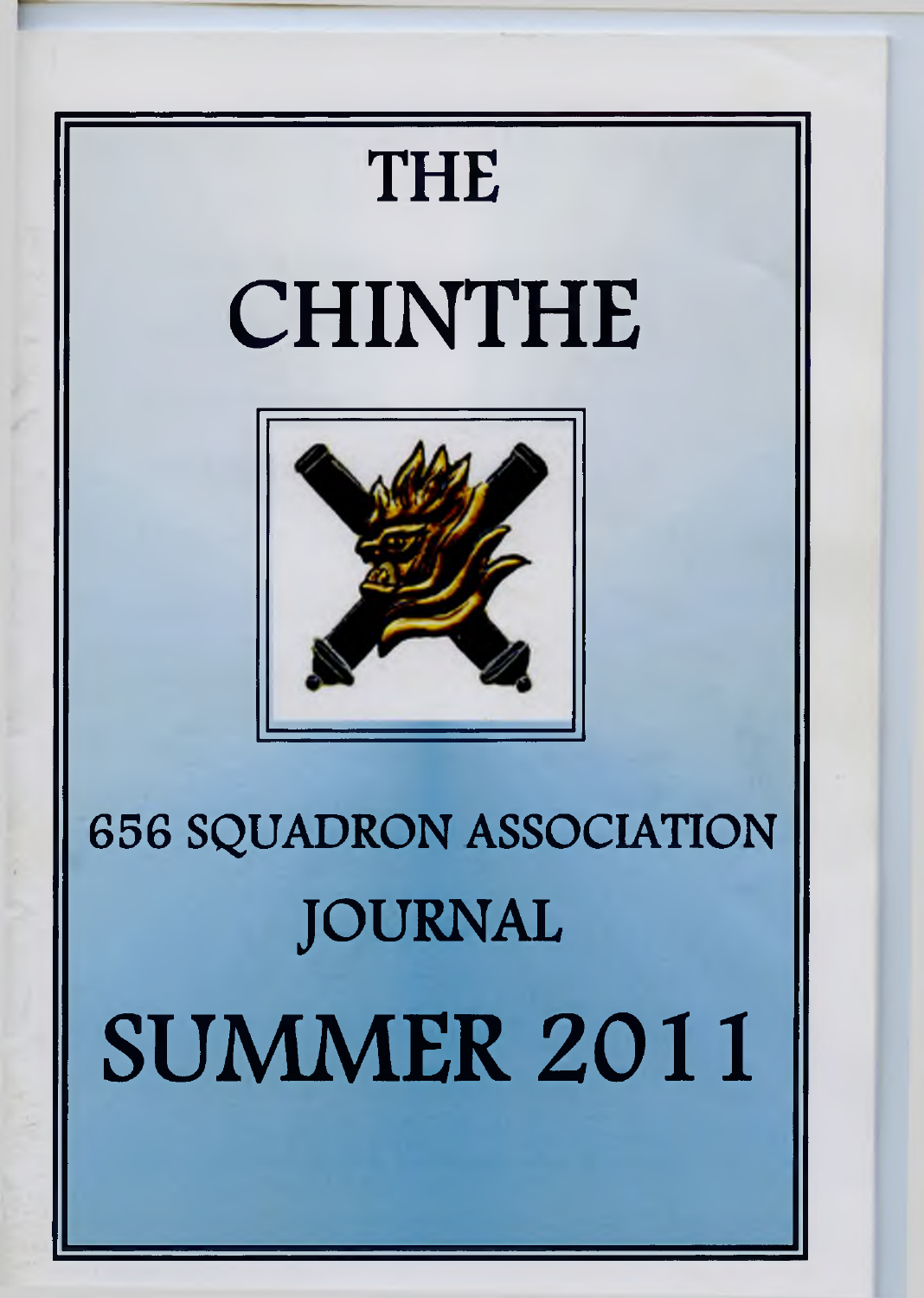# THE

# CHINTHE

## 656 SQUADRON ASSOCIATION

## JOURNAL

# SUMMER 2011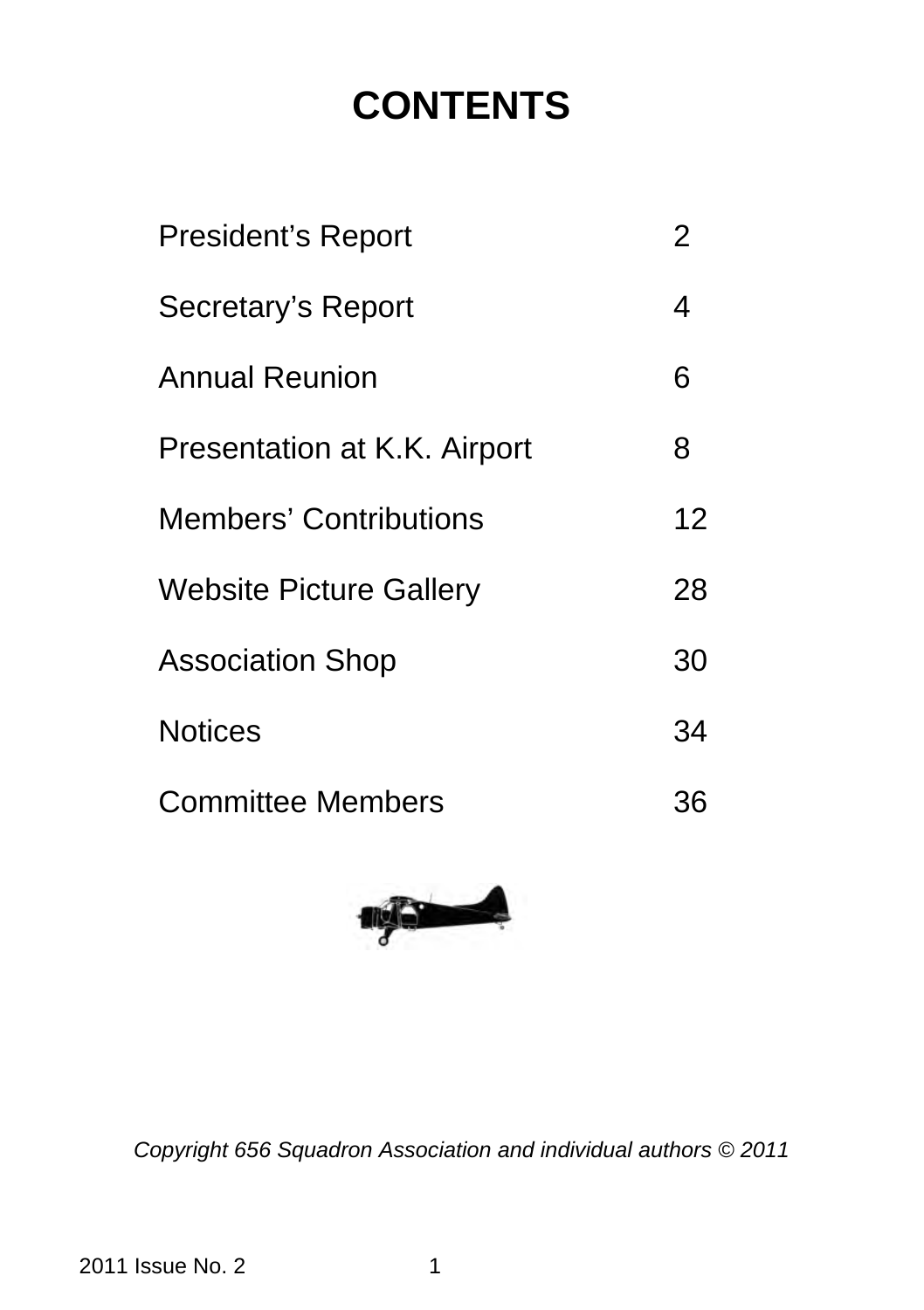# CONTENTS

| | |
|---|---|
| President's Report | 2 |
| Secretary's Report | 4 |
| Annual Reunion | 6 |
| Presentation at K.K. Airport | 8 |
| Members' Contributions | 12 |
| Website Picture Gallery | 28 |
| Association Shop | 30 |
| Notices | 34 |
| Committee Members | 36 |

*Copyright 656 Squadron Association and individual authors © 2011*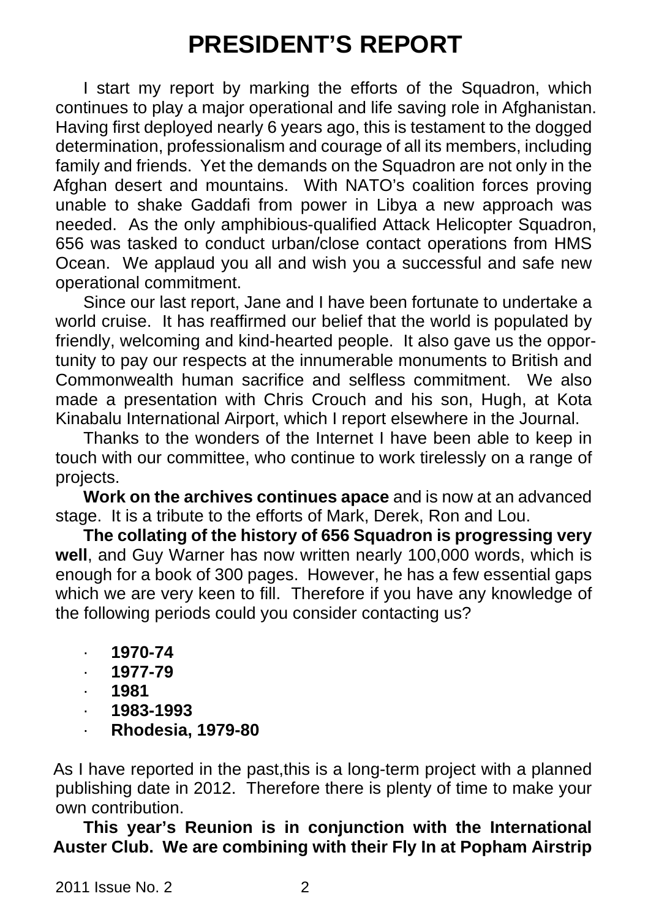# PRESIDENT'S REPORT

I start my report by marking the efforts of the Squadron, which continues to play a major operational and life saving role in Afghanistan. Having first deployed nearly 6 years ago, this is testament to the dogged determination, professionalism and courage of all its members, including family and friends. Yet the demands on the Squadron are not only in the Afghan desert and mountains. With NATO's coalition forces proving unable to shake Gaddafi from power in Libya a new approach was needed. As the only amphibious-qualified Attack Helicopter Squadron, 656 was tasked to conduct urban/close contact operations from HMS Ocean. We applaud you all and wish you a successful and safe new operational commitment.

Since our last report, Jane and I have been fortunate to undertake a world cruise. It has reaffirmed our belief that the world is populated by friendly, welcoming and kind-hearted people. It also gave us the opportunity to pay our respects at the innumerable monuments to British and Commonwealth human sacrifice and selfless commitment. We also made a presentation with Chris Crouch and his son, Hugh, at Kota Kinabalu International Airport, which I report elsewhere in the Journal.

Thanks to the wonders of the Internet I have been able to keep in touch with our committee, who continue to work tirelessly on a range of projects.

**Work on the archives continues apace** and is now at an advanced stage. It is a tribute to the efforts of Mark, Derek, Ron and Lou.

**The collating of the history of 656 Squadron is progressing very well**, and Guy Warner has now written nearly 100,000 words, which is enough for a book of 300 pages. However, he has a few essential gaps which we are very keen to fill. Therefore if you have any knowledge of the following periods could you consider contacting us?

- **1970-74**
- **1977-79**
- **1981**
- **1983-1993**
- **Rhodesia, 1979-80**

As I have reported in the past,this is a long-term project with a planned publishing date in 2012. Therefore there is plenty of time to make your own contribution.

**This year's Reunion is in conjunction with the International Auster Club. We are combining with their Fly In at Popham Airstrip**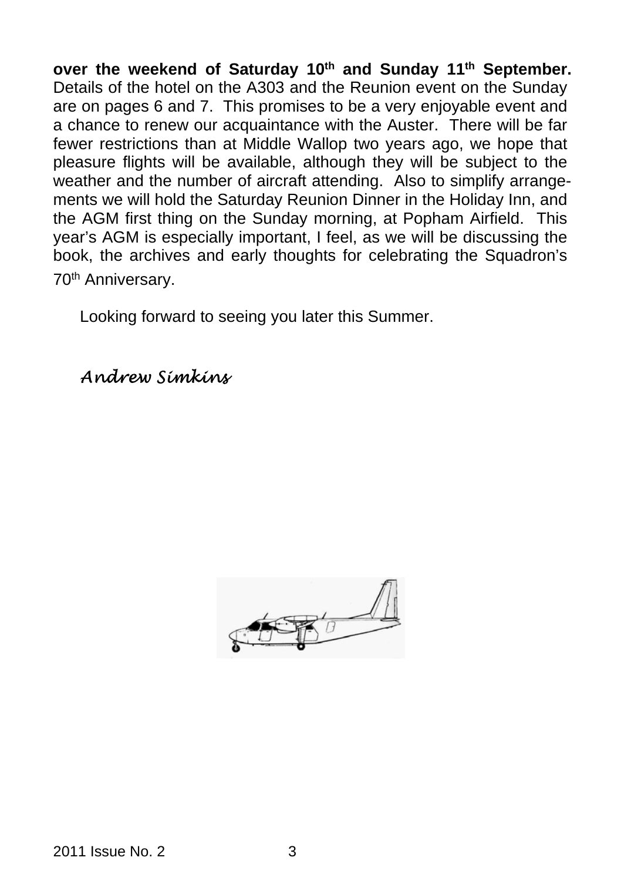**over the weekend of Saturday 10th and Sunday 11th September.** Details of the hotel on the A303 and the Reunion event on the Sunday are on pages 6 and 7. This promises to be a very enjoyable event and a chance to renew our acquaintance with the Auster. There will be far fewer restrictions than at Middle Wallop two years ago, we hope that pleasure flights will be available, although they will be subject to the weather and the number of aircraft attending. Also to simplify arrangements we will hold the Saturday Reunion Dinner in the Holiday Inn, and the AGM first thing on the Sunday morning, at Popham Airfield. This year's AGM is especially important, I feel, as we will be discussing the book, the archives and early thoughts for celebrating the Squadron's 70th Anniversary.

Looking forward to seeing you later this Summer.

*Andrew Simkins*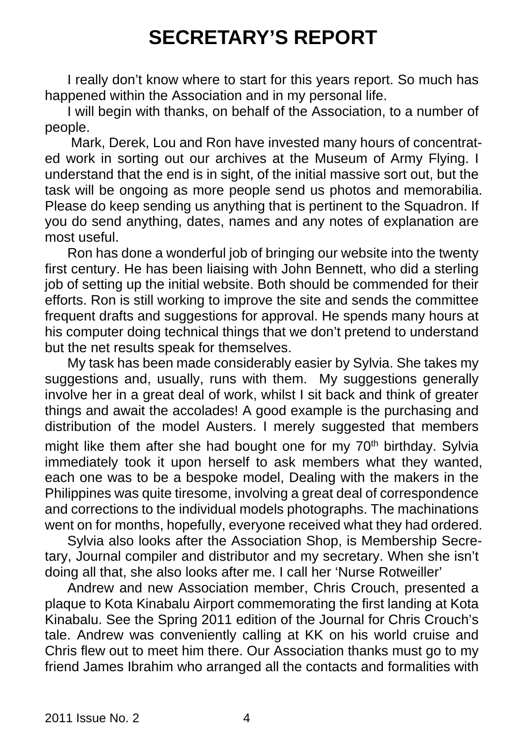# SECRETARY'S REPORT

I really don't know where to start for this years report. So much has happened within the Association and in my personal life.

I will begin with thanks, on behalf of the Association, to a number of people.

Mark, Derek, Lou and Ron have invested many hours of concentrated work in sorting out our archives at the Museum of Army Flying. I understand that the end is in sight, of the initial massive sort out, but the task will be ongoing as more people send us photos and memorabilia. Please do keep sending us anything that is pertinent to the Squadron. If you do send anything, dates, names and any notes of explanation are most useful.

Ron has done a wonderful job of bringing our website into the twenty first century. He has been liaising with John Bennett, who did a sterling job of setting up the initial website. Both should be commended for their efforts. Ron is still working to improve the site and sends the committee frequent drafts and suggestions for approval. He spends many hours at his computer doing technical things that we don't pretend to understand but the net results speak for themselves.

My task has been made considerably easier by Sylvia. She takes my suggestions and, usually, runs with them. My suggestions generally involve her in a great deal of work, whilst I sit back and think of greater things and await the accolades! A good example is the purchasing and distribution of the model Austers. I merely suggested that members might like them after she had bought one for my 70th birthday. Sylvia immediately took it upon herself to ask members what they wanted, each one was to be a bespoke model, Dealing with the makers in the Philippines was quite tiresome, involving a great deal of correspondence and corrections to the individual models photographs. The machinations went on for months, hopefully, everyone received what they had ordered.

Sylvia also looks after the Association Shop, is Membership Secretary, Journal compiler and distributor and my secretary. When she isn't doing all that, she also looks after me. I call her 'Nurse Rotweiller'

Andrew and new Association member, Chris Crouch, presented a plaque to Kota Kinabalu Airport commemorating the first landing at Kota Kinabalu. See the Spring 2011 edition of the Journal for Chris Crouch's tale. Andrew was conveniently calling at KK on his world cruise and Chris flew out to meet him there. Our Association thanks must go to my friend James Ibrahim who arranged all the contacts and formalities with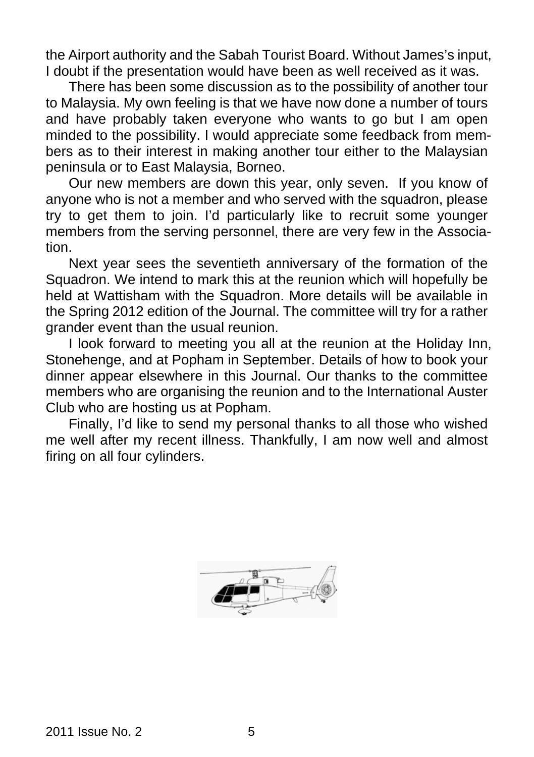the Airport authority and the Sabah Tourist Board. Without James's input, I doubt if the presentation would have been as well received as it was.

There has been some discussion as to the possibility of another tour to Malaysia. My own feeling is that we have now done a number of tours and have probably taken everyone who wants to go but I am open minded to the possibility. I would appreciate some feedback from members as to their interest in making another tour either to the Malaysian peninsula or to East Malaysia, Borneo.

Our new members are down this year, only seven. If you know of anyone who is not a member and who served with the squadron, please try to get them to join. I'd particularly like to recruit some younger members from the serving personnel, there are very few in the Association.

Next year sees the seventieth anniversary of the formation of the Squadron. We intend to mark this at the reunion which will hopefully be held at Wattisham with the Squadron. More details will be available in the Spring 2012 edition of the Journal. The committee will try for a rather grander event than the usual reunion.

I look forward to meeting you all at the reunion at the Holiday Inn, Stonehenge, and at Popham in September. Details of how to book your dinner appear elsewhere in this Journal. Our thanks to the committee members who are organising the reunion and to the International Auster Club who are hosting us at Popham.

Finally, I'd like to send my personal thanks to all those who wished me well after my recent illness. Thankfully, I am now well and almost firing on all four cylinders.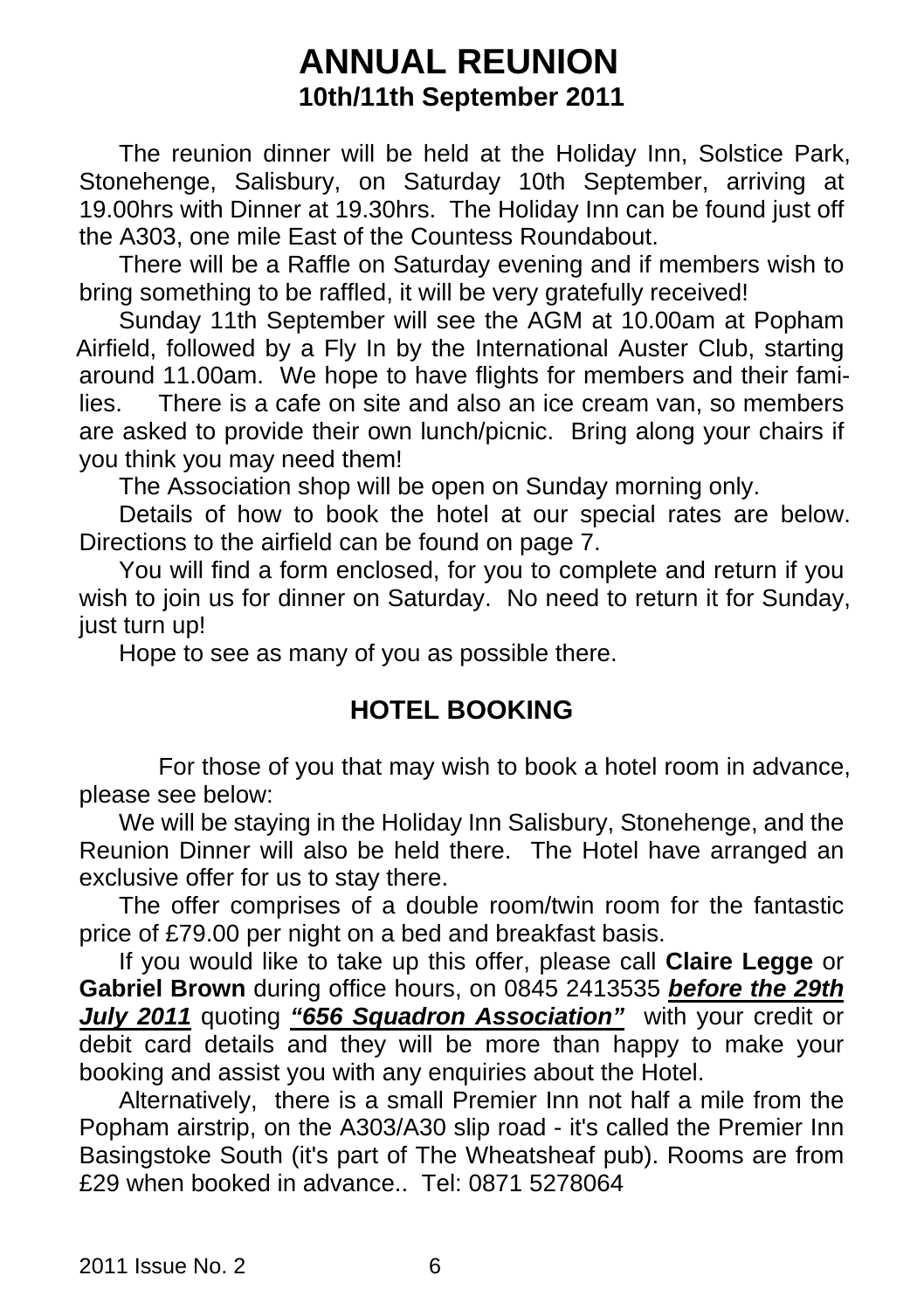# ANNUAL REUNION

## 10th/11th September 2011

The reunion dinner will be held at the Holiday Inn, Solstice Park, Stonehenge, Salisbury, on Saturday 10th September, arriving at 19.00hrs with Dinner at 19.30hrs. The Holiday Inn can be found just off the A303, one mile East of the Countess Roundabout.

There will be a Raffle on Saturday evening and if members wish to bring something to be raffled, it will be very gratefully received!

Sunday 11th September will see the AGM at 10.00am at Popham Airfield, followed by a Fly In by the International Auster Club, starting around 11.00am. We hope to have flights for members and their families. There is a cafe on site and also an ice cream van, so members are asked to provide their own lunch/picnic. Bring along your chairs if you think you may need them!

The Association shop will be open on Sunday morning only.

Details of how to book the hotel at our special rates are below. Directions to the airfield can be found on page 7.

You will find a form enclosed, for you to complete and return if you wish to join us for dinner on Saturday. No need to return it for Sunday, just turn up!

Hope to see as many of you as possible there.

## HOTEL BOOKING

For those of you that may wish to book a hotel room in advance, please see below:

We will be staying in the Holiday Inn Salisbury, Stonehenge, and the Reunion Dinner will also be held there. The Hotel have arranged an exclusive offer for us to stay there.

The offer comprises of a double room/twin room for the fantastic price of £79.00 per night on a bed and breakfast basis.

If you would like to take up this offer, please call **Claire Legge** or **Gabriel Brown** during office hours, on 0845 2413535 ***before the 29th July 2011*** quoting ***"656 Squadron Association"*** with your credit or debit card details and they will be more than happy to make your booking and assist you with any enquiries about the Hotel.

Alternatively, there is a small Premier Inn not half a mile from the Popham airstrip, on the A303/A30 slip road - it's called the Premier Inn Basingstoke South (it's part of The Wheatsheaf pub). Rooms are from £29 when booked in advance.. Tel: 0871 5278064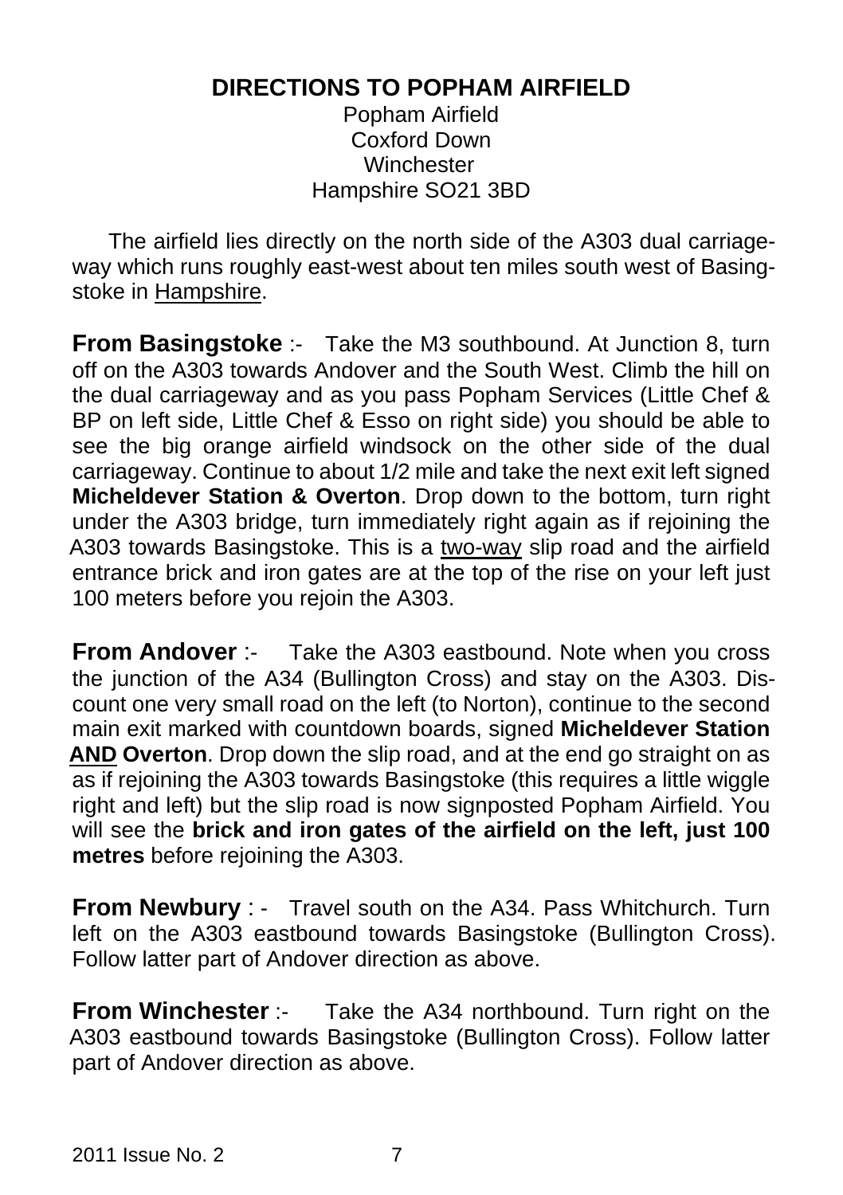# DIRECTIONS TO POPHAM AIRFIELD

Popham Airfield
Coxford Down
Winchester
Hampshire SO21 3BD

The airfield lies directly on the north side of the A303 dual carriageway which runs roughly east-west about ten miles south west of Basingstoke in Hampshire.

**From Basingstoke** :- Take the M3 southbound. At Junction 8, turn off on the A303 towards Andover and the South West. Climb the hill on the dual carriageway and as you pass Popham Services (Little Chef & BP on left side, Little Chef & Esso on right side) you should be able to see the big orange airfield windsock on the other side of the dual carriageway. Continue to about 1/2 mile and take the next exit left signed **Micheldever Station & Overton**. Drop down to the bottom, turn right under the A303 bridge, turn immediately right again as if rejoining the A303 towards Basingstoke. This is a two-way slip road and the airfield entrance brick and iron gates are at the top of the rise on your left just 100 meters before you rejoin the A303.

**From Andover** :- Take the A303 eastbound. Note when you cross the junction of the A34 (Bullington Cross) and stay on the A303. Discount one very small road on the left (to Norton), continue to the second main exit marked with countdown boards, signed **Micheldever Station AND Overton**. Drop down the slip road, and at the end go straight on as as if rejoining the A303 towards Basingstoke (this requires a little wiggle right and left) but the slip road is now signposted Popham Airfield. You will see the **brick and iron gates of the airfield on the left, just 100 metres** before rejoining the A303.

**From Newbury** : - Travel south on the A34. Pass Whitchurch. Turn left on the A303 eastbound towards Basingstoke (Bullington Cross). Follow latter part of Andover direction as above.

**From Winchester** :- Take the A34 northbound. Turn right on the A303 eastbound towards Basingstoke (Bullington Cross). Follow latter part of Andover direction as above.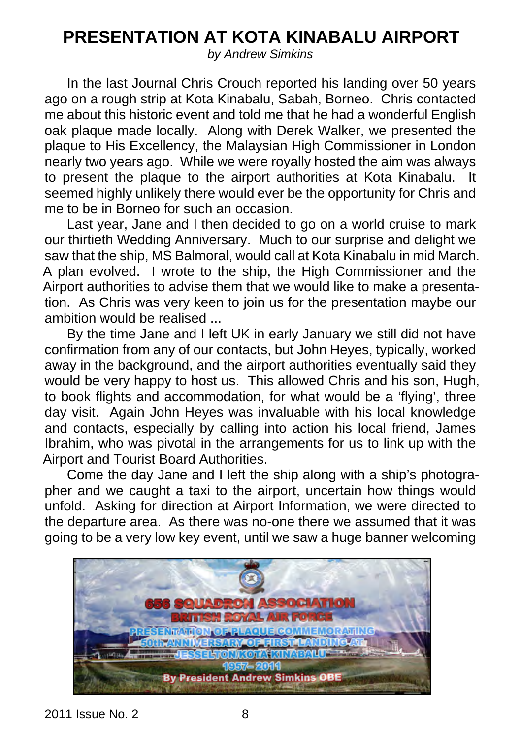# PRESENTATION AT KOTA KINABALU AIRPORT

*by Andrew Simkins*

In the last Journal Chris Crouch reported his landing over 50 years ago on a rough strip at Kota Kinabalu, Sabah, Borneo. Chris contacted me about this historic event and told me that he had a wonderful English oak plaque made locally. Along with Derek Walker, we presented the plaque to His Excellency, the Malaysian High Commissioner in London nearly two years ago. While we were royally hosted the aim was always to present the plaque to the airport authorities at Kota Kinabalu. It seemed highly unlikely there would ever be the opportunity for Chris and me to be in Borneo for such an occasion.

Last year, Jane and I then decided to go on a world cruise to mark our thirtieth Wedding Anniversary. Much to our surprise and delight we saw that the ship, MS Balmoral, would call at Kota Kinabalu in mid March. A plan evolved. I wrote to the ship, the High Commissioner and the Airport authorities to advise them that we would like to make a presentation. As Chris was very keen to join us for the presentation maybe our ambition would be realised ...

By the time Jane and I left UK in early January we still did not have confirmation from any of our contacts, but John Heyes, typically, worked away in the background, and the airport authorities eventually said they would be very happy to host us. This allowed Chris and his son, Hugh, to book flights and accommodation, for what would be a 'flying', three day visit. Again John Heyes was invaluable with his local knowledge and contacts, especially by calling into action his local friend, James Ibrahim, who was pivotal in the arrangements for us to link up with the Airport and Tourist Board Authorities.

Come the day Jane and I left the ship along with a ship's photographer and we caught a taxi to the airport, uncertain how things would unfold. Asking for direction at Airport Information, we were directed to the departure area. As there was no-one there we assumed that it was going to be a very low key event, until we saw a huge banner welcoming

656 SQUADRON ASSOCIATION
BRITISH ROYAL AIR FORCE
PRESENTATION OF PLAQUE COMMEMORATING
50th ANNIVERSARY OF FIRST LANDING AT
JESSELTON/KOTA KINABALU
1957– 2011
By President Andrew Simkins OBE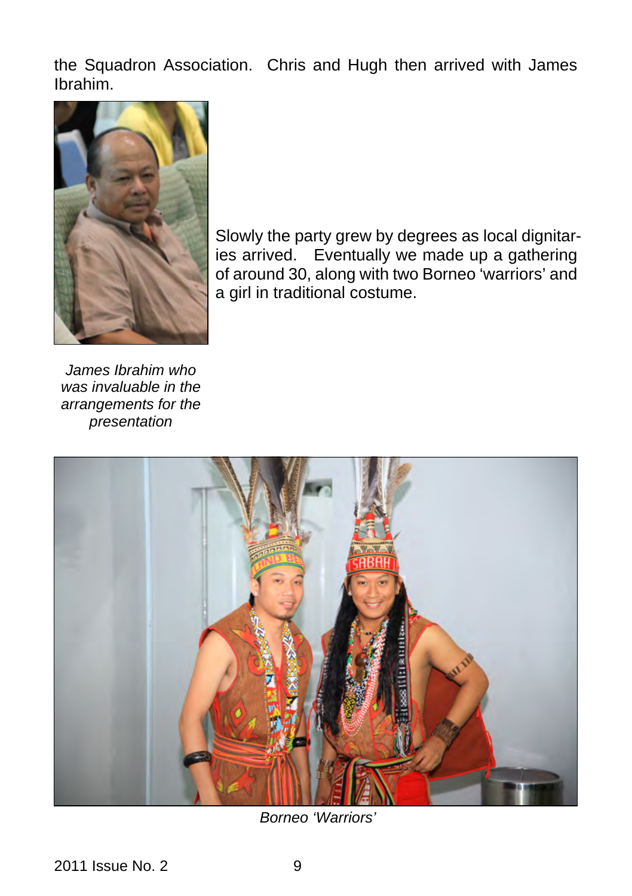the Squadron Association. Chris and Hugh then arrived with James Ibrahim.

Slowly the party grew by degrees as local dignitaries arrived. Eventually we made up a gathering of around 30, along with two Borneo 'warriors' and a girl in traditional costume.

*James Ibrahim who was invaluable in the arrangements for the presentation*

*Borneo 'Warriors'*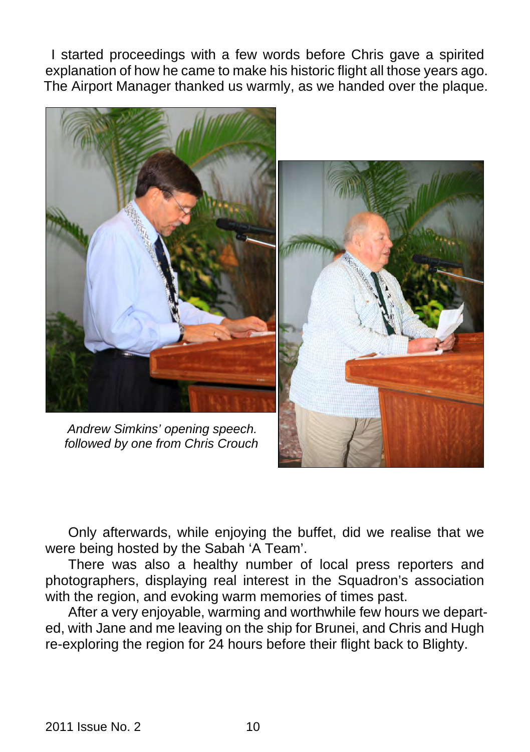I started proceedings with a few words before Chris gave a spirited explanation of how he came to make his historic flight all those years ago. The Airport Manager thanked us warmly, as we handed over the plaque.

*Andrew Simkins' opening speech. followed by one from Chris Crouch*

Only afterwards, while enjoying the buffet, did we realise that we were being hosted by the Sabah 'A Team'.

There was also a healthy number of local press reporters and photographers, displaying real interest in the Squadron's association with the region, and evoking warm memories of times past.

After a very enjoyable, warming and worthwhile few hours we departed, with Jane and me leaving on the ship for Brunei, and Chris and Hugh re-exploring the region for 24 hours before their flight back to Blighty.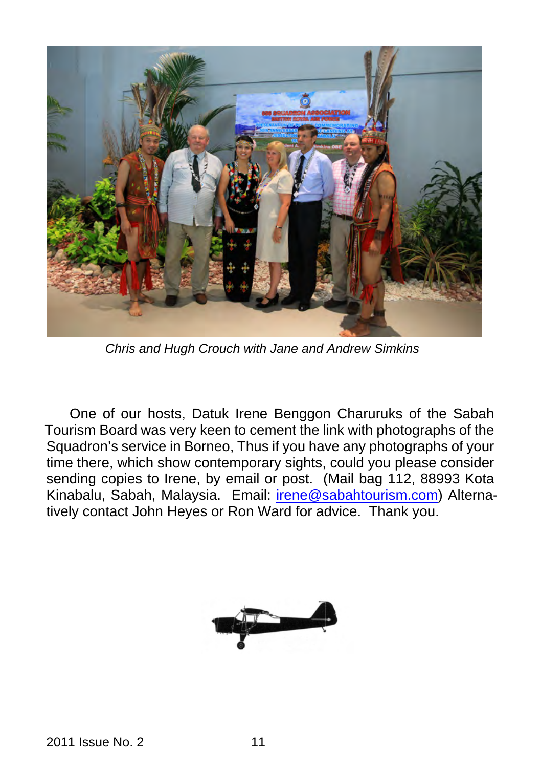*Chris and Hugh Crouch with Jane and Andrew Simkins*

One of our hosts, Datuk Irene Benggon Charuruks of the Sabah Tourism Board was very keen to cement the link with photographs of the Squadron's service in Borneo, Thus if you have any photographs of your time there, which show contemporary sights, could you please consider sending copies to Irene, by email or post. (Mail bag 112, 88993 Kota Kinabalu, Sabah, Malaysia. Email: irene@sabahtourism.com) Alternatively contact John Heyes or Ron Ward for advice. Thank you.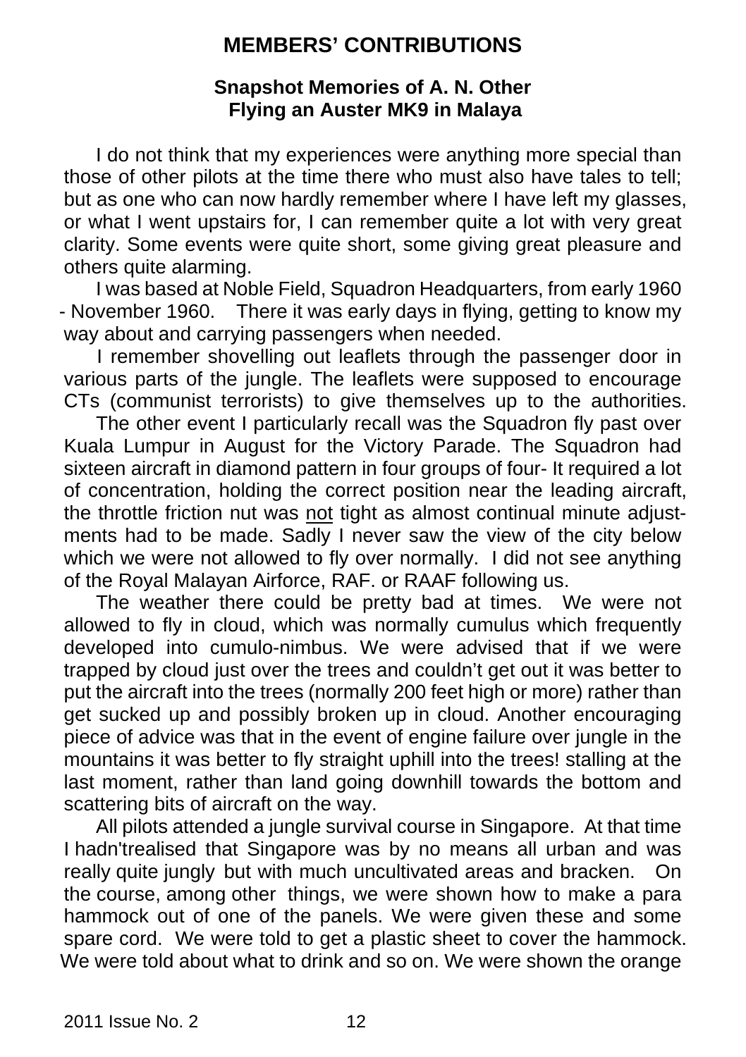# MEMBERS' CONTRIBUTIONS

## Snapshot Memories of A. N. Other Flying an Auster MK9 in Malaya

I do not think that my experiences were anything more special than those of other pilots at the time there who must also have tales to tell; but as one who can now hardly remember where I have left my glasses, or what I went upstairs for, I can remember quite a lot with very great clarity. Some events were quite short, some giving great pleasure and others quite alarming.

I was based at Noble Field, Squadron Headquarters, from early 1960 - November 1960. There it was early days in flying, getting to know my way about and carrying passengers when needed.

I remember shovelling out leaflets through the passenger door in various parts of the jungle. The leaflets were supposed to encourage CTs (communist terrorists) to give themselves up to the authorities.

The other event I particularly recall was the Squadron fly past over Kuala Lumpur in August for the Victory Parade. The Squadron had sixteen aircraft in diamond pattern in four groups of four- It required a lot of concentration, holding the correct position near the leading aircraft, the throttle friction nut was <u>not</u> tight as almost continual minute adjustments had to be made. Sadly I never saw the view of the city below which we were not allowed to fly over normally. I did not see anything of the Royal Malayan Airforce, RAF. or RAAF following us.

The weather there could be pretty bad at times. We were not allowed to fly in cloud, which was normally cumulus which frequently developed into cumulo-nimbus. We were advised that if we were trapped by cloud just over the trees and couldn't get out it was better to put the aircraft into the trees (normally 200 feet high or more) rather than get sucked up and possibly broken up in cloud. Another encouraging piece of advice was that in the event of engine failure over jungle in the mountains it was better to fly straight uphill into the trees! stalling at the last moment, rather than land going downhill towards the bottom and scattering bits of aircraft on the way.

All pilots attended a jungle survival course in Singapore. At that time I hadn'trealised that Singapore was by no means all urban and was really quite jungly but with much uncultivated areas and bracken. On the course, among other things, we were shown how to make a para hammock out of one of the panels. We were given these and some spare cord. We were told to get a plastic sheet to cover the hammock. We were told about what to drink and so on. We were shown the orange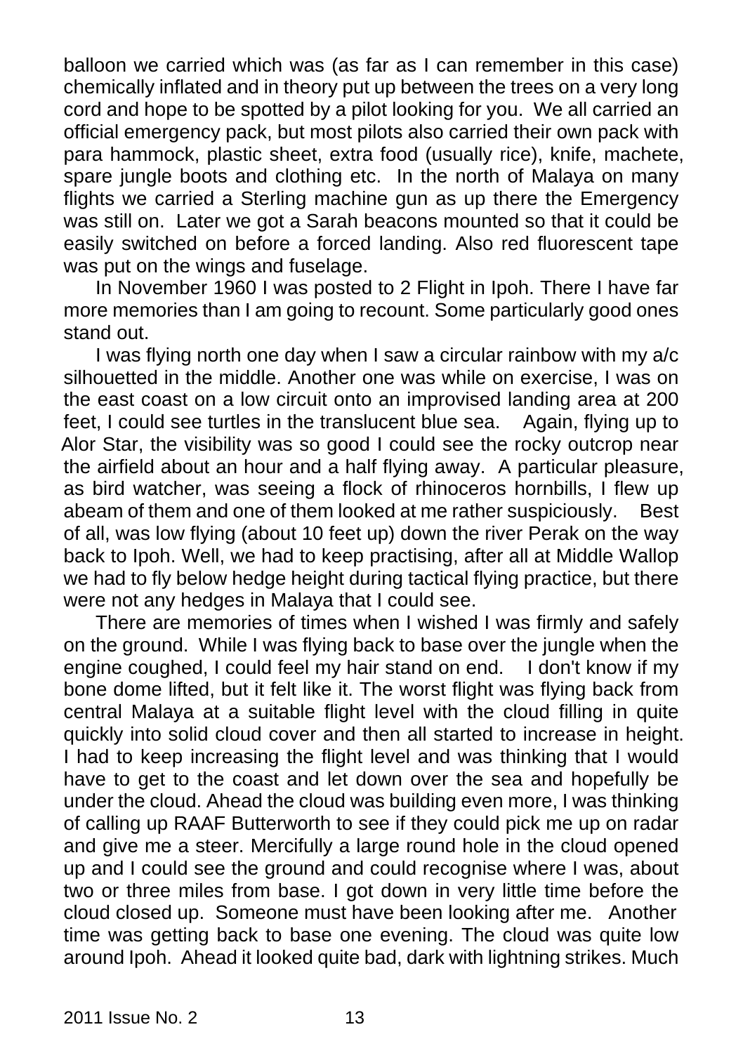balloon we carried which was (as far as I can remember in this case) chemically inflated and in theory put up between the trees on a very long cord and hope to be spotted by a pilot looking for you. We all carried an official emergency pack, but most pilots also carried their own pack with para hammock, plastic sheet, extra food (usually rice), knife, machete, spare jungle boots and clothing etc. In the north of Malaya on many flights we carried a Sterling machine gun as up there the Emergency was still on. Later we got a Sarah beacons mounted so that it could be easily switched on before a forced landing. Also red fluorescent tape was put on the wings and fuselage.

In November 1960 I was posted to 2 Flight in Ipoh. There I have far more memories than I am going to recount. Some particularly good ones stand out.

I was flying north one day when I saw a circular rainbow with my a/c silhouetted in the middle. Another one was while on exercise, I was on the east coast on a low circuit onto an improvised landing area at 200 feet, I could see turtles in the translucent blue sea. Again, flying up to Alor Star, the visibility was so good I could see the rocky outcrop near the airfield about an hour and a half flying away. A particular pleasure, as bird watcher, was seeing a flock of rhinoceros hornbills, I flew up abeam of them and one of them looked at me rather suspiciously. Best of all, was low flying (about 10 feet up) down the river Perak on the way back to Ipoh. Well, we had to keep practising, after all at Middle Wallop we had to fly below hedge height during tactical flying practice, but there were not any hedges in Malaya that I could see.

There are memories of times when I wished I was firmly and safely on the ground. While I was flying back to base over the jungle when the engine coughed, I could feel my hair stand on end. I don't know if my bone dome lifted, but it felt like it. The worst flight was flying back from central Malaya at a suitable flight level with the cloud filling in quite quickly into solid cloud cover and then all started to increase in height. I had to keep increasing the flight level and was thinking that I would have to get to the coast and let down over the sea and hopefully be under the cloud. Ahead the cloud was building even more, I was thinking of calling up RAAF Butterworth to see if they could pick me up on radar and give me a steer. Mercifully a large round hole in the cloud opened up and I could see the ground and could recognise where I was, about two or three miles from base. I got down in very little time before the cloud closed up. Someone must have been looking after me. Another time was getting back to base one evening. The cloud was quite low around Ipoh. Ahead it looked quite bad, dark with lightning strikes. Much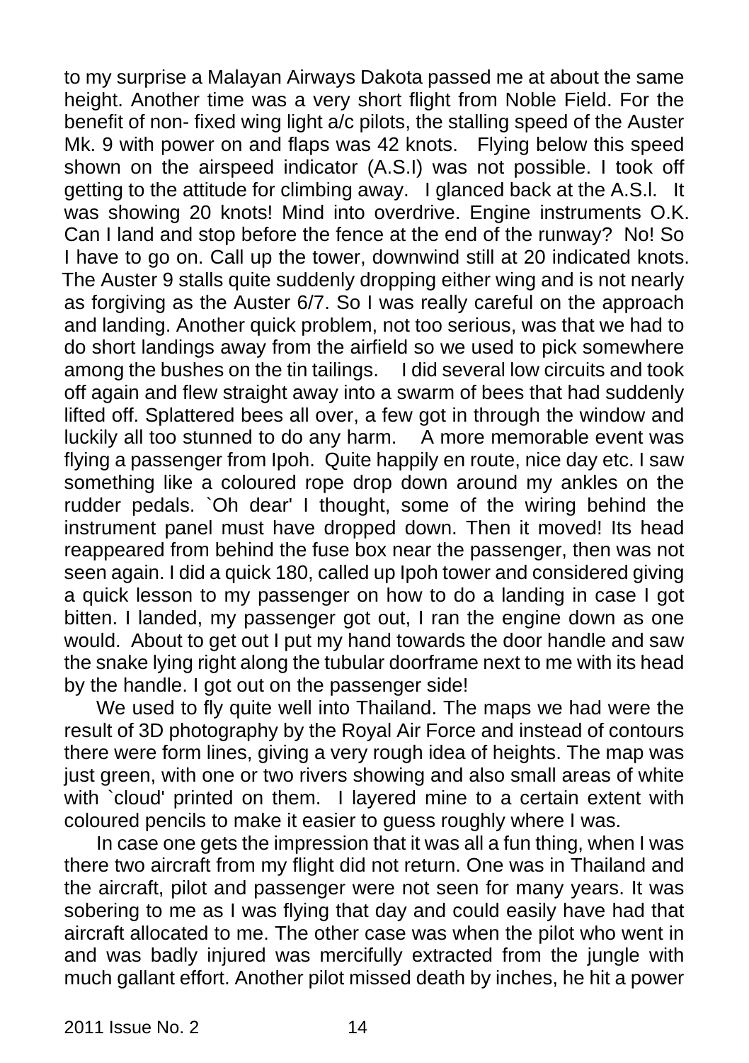to my surprise a Malayan Airways Dakota passed me at about the same height. Another time was a very short flight from Noble Field. For the benefit of non- fixed wing light a/c pilots, the stalling speed of the Auster Mk. 9 with power on and flaps was 42 knots. Flying below this speed shown on the airspeed indicator (A.S.I) was not possible. I took off getting to the attitude for climbing away. I glanced back at the A.S.I. It was showing 20 knots! Mind into overdrive. Engine instruments O.K. Can I land and stop before the fence at the end of the runway? No! So I have to go on. Call up the tower, downwind still at 20 indicated knots. The Auster 9 stalls quite suddenly dropping either wing and is not nearly as forgiving as the Auster 6/7. So I was really careful on the approach and landing. Another quick problem, not too serious, was that we had to do short landings away from the airfield so we used to pick somewhere among the bushes on the tin tailings. I did several low circuits and took off again and flew straight away into a swarm of bees that had suddenly lifted off. Splattered bees all over, a few got in through the window and luckily all too stunned to do any harm. A more memorable event was flying a passenger from Ipoh. Quite happily en route, nice day etc. I saw something like a coloured rope drop down around my ankles on the rudder pedals. `Oh dear' I thought, some of the wiring behind the instrument panel must have dropped down. Then it moved! Its head reappeared from behind the fuse box near the passenger, then was not seen again. I did a quick 180, called up Ipoh tower and considered giving a quick lesson to my passenger on how to do a landing in case I got bitten. I landed, my passenger got out, I ran the engine down as one would. About to get out I put my hand towards the door handle and saw the snake lying right along the tubular doorframe next to me with its head by the handle. I got out on the passenger side!

We used to fly quite well into Thailand. The maps we had were the result of 3D photography by the Royal Air Force and instead of contours there were form lines, giving a very rough idea of heights. The map was just green, with one or two rivers showing and also small areas of white with `cloud' printed on them. I layered mine to a certain extent with coloured pencils to make it easier to guess roughly where I was.

In case one gets the impression that it was all a fun thing, when I was there two aircraft from my flight did not return. One was in Thailand and the aircraft, pilot and passenger were not seen for many years. It was sobering to me as I was flying that day and could easily have had that aircraft allocated to me. The other case was when the pilot who went in and was badly injured was mercifully extracted from the jungle with much gallant effort. Another pilot missed death by inches, he hit a power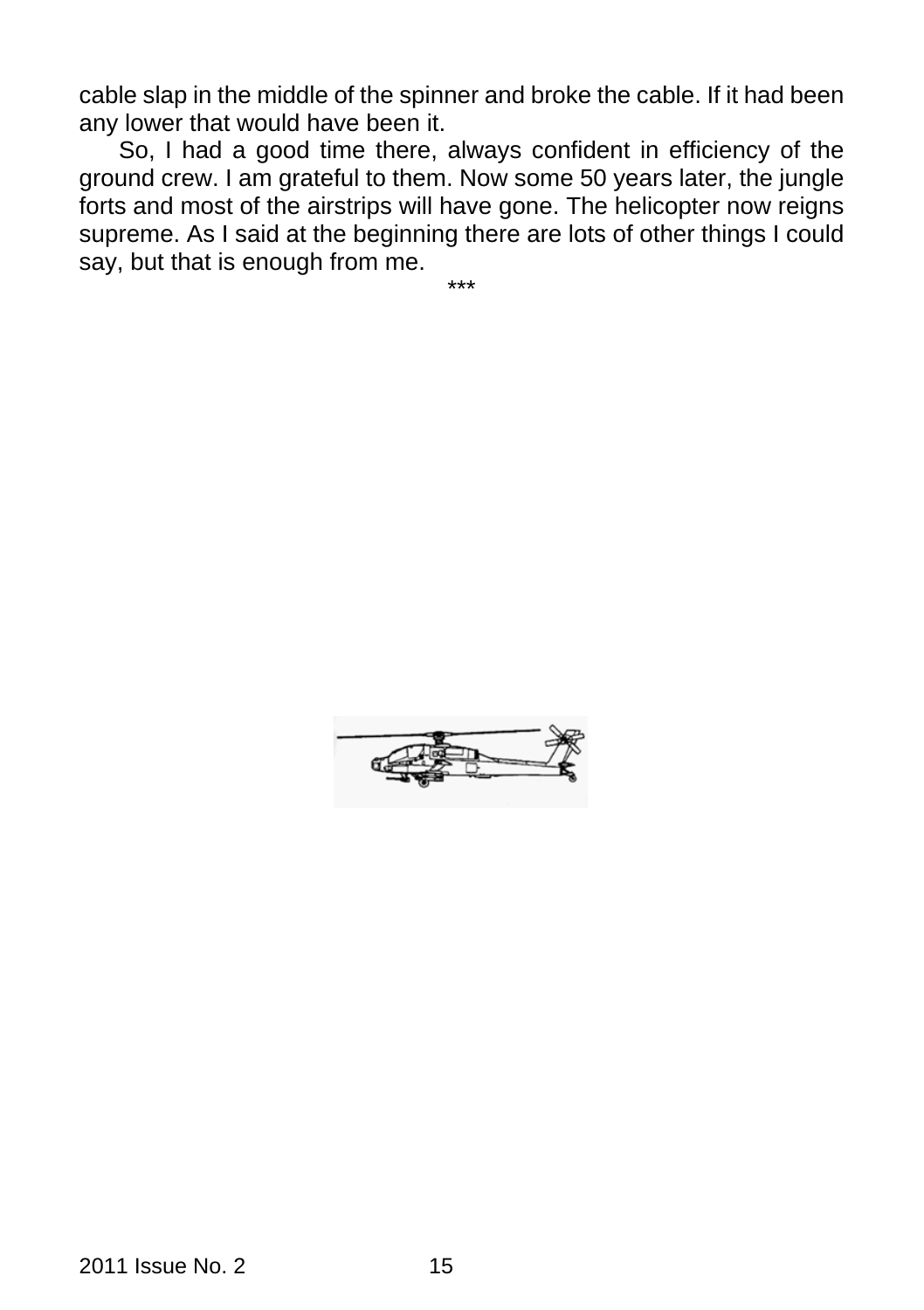cable slap in the middle of the spinner and broke the cable. If it had been any lower that would have been it.

So, I had a good time there, always confident in efficiency of the ground crew. I am grateful to them. Now some 50 years later, the jungle forts and most of the airstrips will have gone. The helicopter now reigns supreme. As I said at the beginning there are lots of other things I could say, but that is enough from me.

***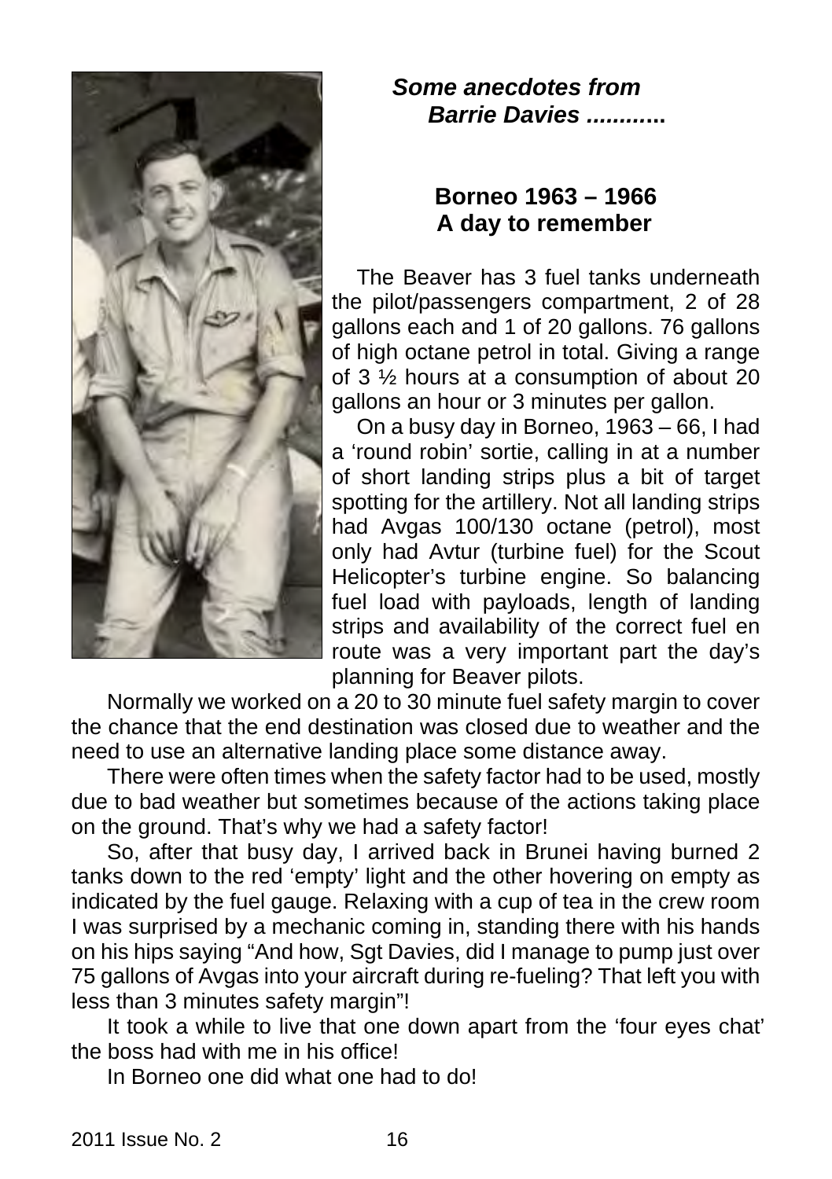***Some anecdotes from Barrie Davies ............***

## Borneo 1963 – 1966
## A day to remember

The Beaver has 3 fuel tanks underneath the pilot/passengers compartment, 2 of 28 gallons each and 1 of 20 gallons. 76 gallons of high octane petrol in total. Giving a range of 3 ½ hours at a consumption of about 20 gallons an hour or 3 minutes per gallon.

On a busy day in Borneo, 1963 – 66, I had a 'round robin' sortie, calling in at a number of short landing strips plus a bit of target spotting for the artillery. Not all landing strips had Avgas 100/130 octane (petrol), most only had Avtur (turbine fuel) for the Scout Helicopter's turbine engine. So balancing fuel load with payloads, length of landing strips and availability of the correct fuel en route was a very important part the day's planning for Beaver pilots.

Normally we worked on a 20 to 30 minute fuel safety margin to cover the chance that the end destination was closed due to weather and the need to use an alternative landing place some distance away.

There were often times when the safety factor had to be used, mostly due to bad weather but sometimes because of the actions taking place on the ground. That's why we had a safety factor!

So, after that busy day, I arrived back in Brunei having burned 2 tanks down to the red 'empty' light and the other hovering on empty as indicated by the fuel gauge. Relaxing with a cup of tea in the crew room I was surprised by a mechanic coming in, standing there with his hands on his hips saying "And how, Sgt Davies, did I manage to pump just over 75 gallons of Avgas into your aircraft during re-fueling? That left you with less than 3 minutes safety margin"!

It took a while to live that one down apart from the 'four eyes chat' the boss had with me in his office!

In Borneo one did what one had to do!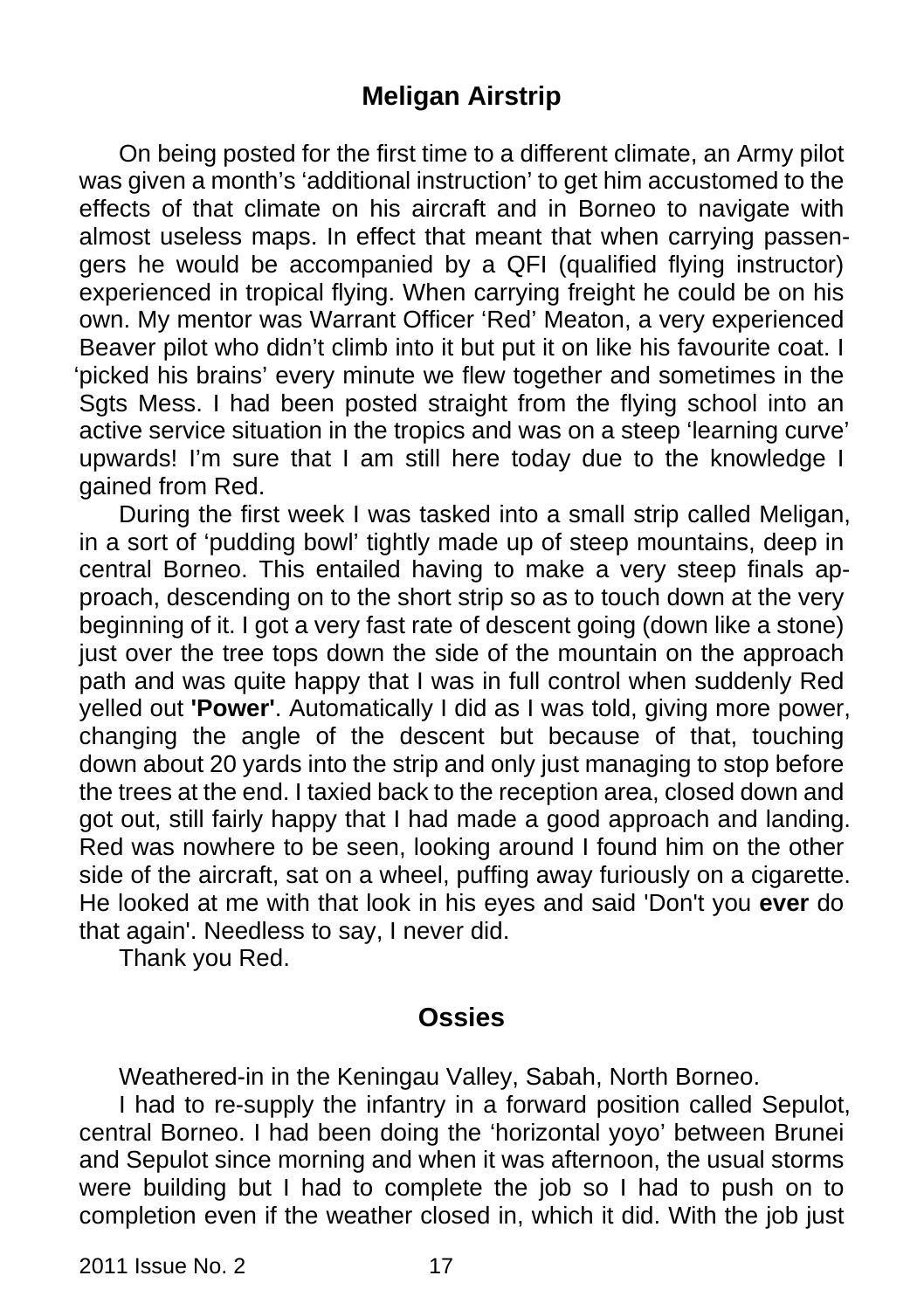## Meligan Airstrip

On being posted for the first time to a different climate, an Army pilot was given a month's 'additional instruction' to get him accustomed to the effects of that climate on his aircraft and in Borneo to navigate with almost useless maps. In effect that meant that when carrying passengers he would be accompanied by a QFI (qualified flying instructor) experienced in tropical flying. When carrying freight he could be on his own. My mentor was Warrant Officer 'Red' Meaton, a very experienced Beaver pilot who didn't climb into it but put it on like his favourite coat. I 'picked his brains' every minute we flew together and sometimes in the Sgts Mess. I had been posted straight from the flying school into an active service situation in the tropics and was on a steep 'learning curve' upwards! I'm sure that I am still here today due to the knowledge I gained from Red.

During the first week I was tasked into a small strip called Meligan, in a sort of 'pudding bowl' tightly made up of steep mountains, deep in central Borneo. This entailed having to make a very steep finals approach, descending on to the short strip so as to touch down at the very beginning of it. I got a very fast rate of descent going (down like a stone) just over the tree tops down the side of the mountain on the approach path and was quite happy that I was in full control when suddenly Red yelled out **'Power'**. Automatically I did as I was told, giving more power, changing the angle of the descent but because of that, touching down about 20 yards into the strip and only just managing to stop before the trees at the end. I taxied back to the reception area, closed down and got out, still fairly happy that I had made a good approach and landing. Red was nowhere to be seen, looking around I found him on the other side of the aircraft, sat on a wheel, puffing away furiously on a cigarette. He looked at me with that look in his eyes and said 'Don't you **ever** do that again'. Needless to say, I never did.

Thank you Red.

## Ossies

Weathered-in in the Keningau Valley, Sabah, North Borneo.

I had to re-supply the infantry in a forward position called Sepulot, central Borneo. I had been doing the 'horizontal yoyo' between Brunei and Sepulot since morning and when it was afternoon, the usual storms were building but I had to complete the job so I had to push on to completion even if the weather closed in, which it did. With the job just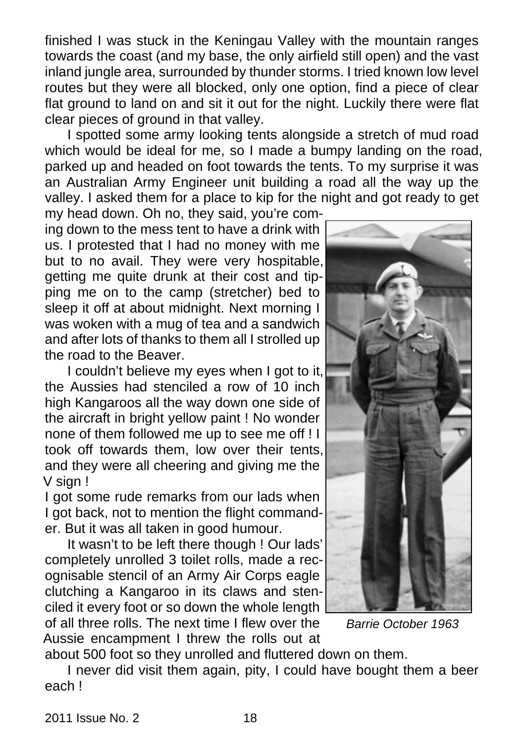finished I was stuck in the Keningau Valley with the mountain ranges towards the coast (and my base, the only airfield still open) and the vast inland jungle area, surrounded by thunder storms. I tried known low level routes but they were all blocked, only one option, find a piece of clear flat ground to land on and sit it out for the night. Luckily there were flat clear pieces of ground in that valley.

I spotted some army looking tents alongside a stretch of mud road which would be ideal for me, so I made a bumpy landing on the road, parked up and headed on foot towards the tents. To my surprise it was an Australian Army Engineer unit building a road all the way up the valley. I asked them for a place to kip for the night and got ready to get my head down. Oh no, they said, you're coming down to the mess tent to have a drink with us. I protested that I had no money with me but to no avail. They were very hospitable, getting me quite drunk at their cost and tipping me on to the camp (stretcher) bed to sleep it off at about midnight. Next morning I was woken with a mug of tea and a sandwich and after lots of thanks to them all I strolled up the road to the Beaver.

I couldn't believe my eyes when I got to it, the Aussies had stenciled a row of 10 inch high Kangaroos all the way down one side of the aircraft in bright yellow paint ! No wonder none of them followed me up to see me off ! I took off towards them, low over their tents, and they were all cheering and giving me the V sign !

I got some rude remarks from our lads when I got back, not to mention the flight commander. But it was all taken in good humour.

It wasn't to be left there though ! Our lads' completely unrolled 3 toilet rolls, made a recognisable stencil of an Army Air Corps eagle clutching a Kangaroo in its claws and stenciled it every foot or so down the whole length of all three rolls. The next time I flew over the Aussie encampment I threw the rolls out at about 500 foot so they unrolled and fluttered down on them.

*Barrie October 1963*

I never did visit them again, pity, I could have bought them a beer each !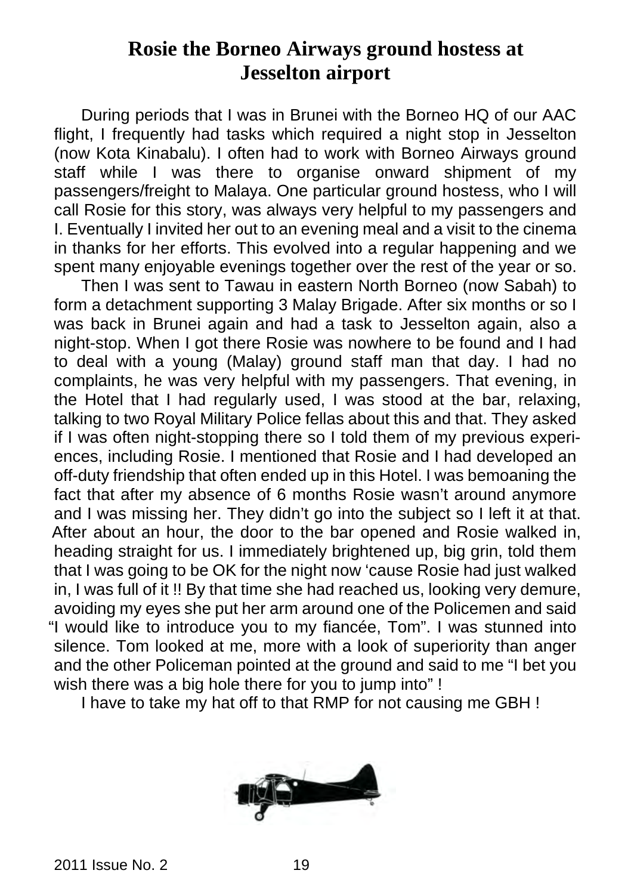# Rosie the Borneo Airways ground hostess at Jesselton airport

During periods that I was in Brunei with the Borneo HQ of our AAC flight, I frequently had tasks which required a night stop in Jesselton (now Kota Kinabalu). I often had to work with Borneo Airways ground staff while I was there to organise onward shipment of my passengers/freight to Malaya. One particular ground hostess, who I will call Rosie for this story, was always very helpful to my passengers and I. Eventually I invited her out to an evening meal and a visit to the cinema in thanks for her efforts. This evolved into a regular happening and we spent many enjoyable evenings together over the rest of the year or so.

Then I was sent to Tawau in eastern North Borneo (now Sabah) to form a detachment supporting 3 Malay Brigade. After six months or so I was back in Brunei again and had a task to Jesselton again, also a night-stop. When I got there Rosie was nowhere to be found and I had to deal with a young (Malay) ground staff man that day. I had no complaints, he was very helpful with my passengers. That evening, in the Hotel that I had regularly used, I was stood at the bar, relaxing, talking to two Royal Military Police fellas about this and that. They asked if I was often night-stopping there so I told them of my previous experiences, including Rosie. I mentioned that Rosie and I had developed an off-duty friendship that often ended up in this Hotel. I was bemoaning the fact that after my absence of 6 months Rosie wasn't around anymore and I was missing her. They didn't go into the subject so I left it at that. After about an hour, the door to the bar opened and Rosie walked in, heading straight for us. I immediately brightened up, big grin, told them that I was going to be OK for the night now 'cause Rosie had just walked in, I was full of it !! By that time she had reached us, looking very demure, avoiding my eyes she put her arm around one of the Policemen and said "I would like to introduce you to my fiancée, Tom". I was stunned into silence. Tom looked at me, more with a look of superiority than anger and the other Policeman pointed at the ground and said to me "I bet you wish there was a big hole there for you to jump into" !

I have to take my hat off to that RMP for not causing me GBH !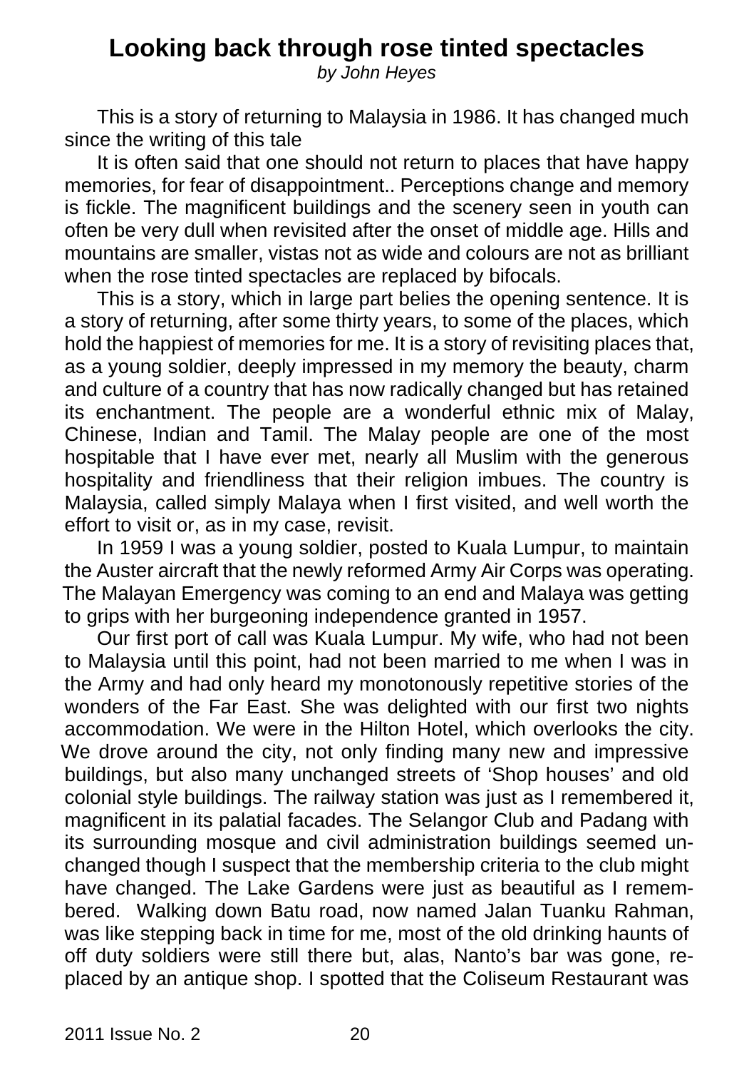# Looking back through rose tinted spectacles

*by John Heyes*

This is a story of returning to Malaysia in 1986. It has changed much since the writing of this tale

It is often said that one should not return to places that have happy memories, for fear of disappointment.. Perceptions change and memory is fickle. The magnificent buildings and the scenery seen in youth can often be very dull when revisited after the onset of middle age. Hills and mountains are smaller, vistas not as wide and colours are not as brilliant when the rose tinted spectacles are replaced by bifocals.

This is a story, which in large part belies the opening sentence. It is a story of returning, after some thirty years, to some of the places, which hold the happiest of memories for me. It is a story of revisiting places that, as a young soldier, deeply impressed in my memory the beauty, charm and culture of a country that has now radically changed but has retained its enchantment. The people are a wonderful ethnic mix of Malay, Chinese, Indian and Tamil. The Malay people are one of the most hospitable that I have ever met, nearly all Muslim with the generous hospitality and friendliness that their religion imbues. The country is Malaysia, called simply Malaya when I first visited, and well worth the effort to visit or, as in my case, revisit.

In 1959 I was a young soldier, posted to Kuala Lumpur, to maintain the Auster aircraft that the newly reformed Army Air Corps was operating. The Malayan Emergency was coming to an end and Malaya was getting to grips with her burgeoning independence granted in 1957.

Our first port of call was Kuala Lumpur. My wife, who had not been to Malaysia until this point, had not been married to me when I was in the Army and had only heard my monotonously repetitive stories of the wonders of the Far East. She was delighted with our first two nights accommodation. We were in the Hilton Hotel, which overlooks the city. We drove around the city, not only finding many new and impressive buildings, but also many unchanged streets of 'Shop houses' and old colonial style buildings. The railway station was just as I remembered it, magnificent in its palatial facades. The Selangor Club and Padang with its surrounding mosque and civil administration buildings seemed unchanged though I suspect that the membership criteria to the club might have changed. The Lake Gardens were just as beautiful as I remembered. Walking down Batu road, now named Jalan Tuanku Rahman, was like stepping back in time for me, most of the old drinking haunts of off duty soldiers were still there but, alas, Nanto's bar was gone, replaced by an antique shop. I spotted that the Coliseum Restaurant was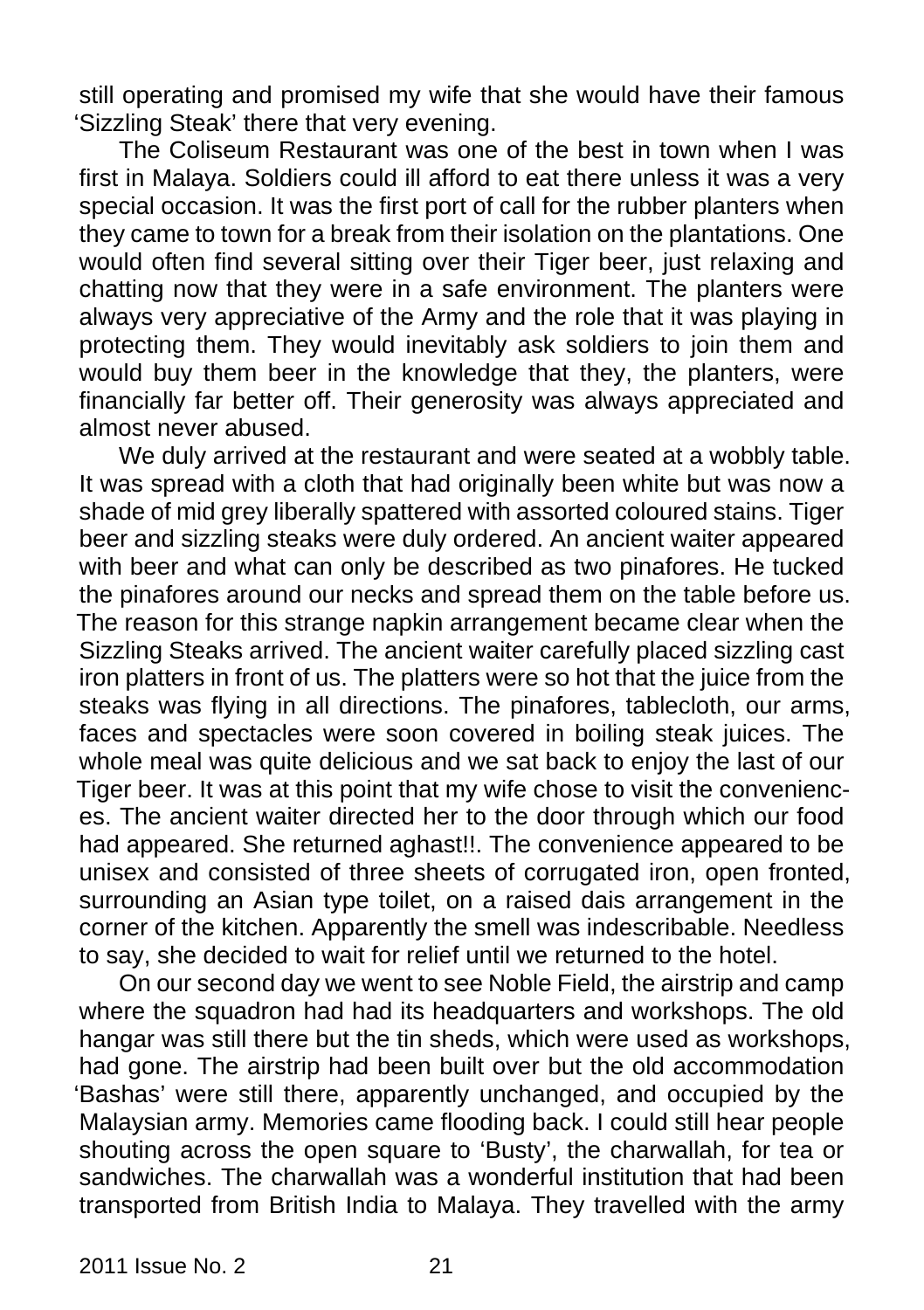still operating and promised my wife that she would have their famous 'Sizzling Steak' there that very evening.

The Coliseum Restaurant was one of the best in town when I was first in Malaya. Soldiers could ill afford to eat there unless it was a very special occasion. It was the first port of call for the rubber planters when they came to town for a break from their isolation on the plantations. One would often find several sitting over their Tiger beer, just relaxing and chatting now that they were in a safe environment. The planters were always very appreciative of the Army and the role that it was playing in protecting them. They would inevitably ask soldiers to join them and would buy them beer in the knowledge that they, the planters, were financially far better off. Their generosity was always appreciated and almost never abused.

We duly arrived at the restaurant and were seated at a wobbly table. It was spread with a cloth that had originally been white but was now a shade of mid grey liberally spattered with assorted coloured stains. Tiger beer and sizzling steaks were duly ordered. An ancient waiter appeared with beer and what can only be described as two pinafores. He tucked the pinafores around our necks and spread them on the table before us. The reason for this strange napkin arrangement became clear when the Sizzling Steaks arrived. The ancient waiter carefully placed sizzling cast iron platters in front of us. The platters were so hot that the juice from the steaks was flying in all directions. The pinafores, tablecloth, our arms, faces and spectacles were soon covered in boiling steak juices. The whole meal was quite delicious and we sat back to enjoy the last of our Tiger beer. It was at this point that my wife chose to visit the conveniences. The ancient waiter directed her to the door through which our food had appeared. She returned aghast!!. The convenience appeared to be unisex and consisted of three sheets of corrugated iron, open fronted, surrounding an Asian type toilet, on a raised dais arrangement in the corner of the kitchen. Apparently the smell was indescribable. Needless to say, she decided to wait for relief until we returned to the hotel.

On our second day we went to see Noble Field, the airstrip and camp where the squadron had had its headquarters and workshops. The old hangar was still there but the tin sheds, which were used as workshops, had gone. The airstrip had been built over but the old accommodation 'Bashas' were still there, apparently unchanged, and occupied by the Malaysian army. Memories came flooding back. I could still hear people shouting across the open square to 'Busty', the charwallah, for tea or sandwiches. The charwallah was a wonderful institution that had been transported from British India to Malaya. They travelled with the army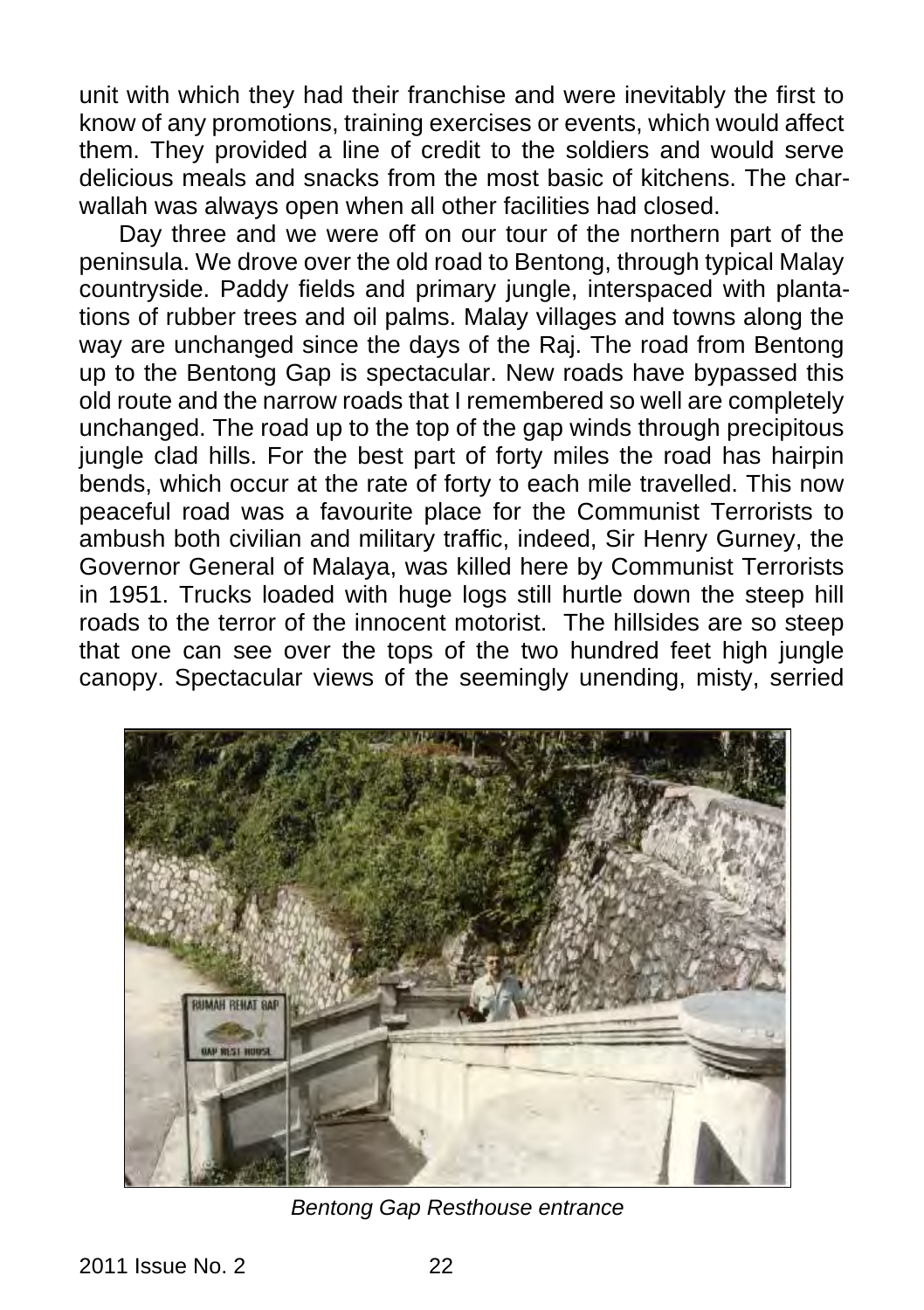unit with which they had their franchise and were inevitably the first to know of any promotions, training exercises or events, which would affect them. They provided a line of credit to the soldiers and would serve delicious meals and snacks from the most basic of kitchens. The char-wallah was always open when all other facilities had closed.

Day three and we were off on our tour of the northern part of the peninsula. We drove over the old road to Bentong, through typical Malay countryside. Paddy fields and primary jungle, interspaced with plantations of rubber trees and oil palms. Malay villages and towns along the way are unchanged since the days of the Raj. The road from Bentong up to the Bentong Gap is spectacular. New roads have bypassed this old route and the narrow roads that I remembered so well are completely unchanged. The road up to the top of the gap winds through precipitous jungle clad hills. For the best part of forty miles the road has hairpin bends, which occur at the rate of forty to each mile travelled. This now peaceful road was a favourite place for the Communist Terrorists to ambush both civilian and military traffic, indeed, Sir Henry Gurney, the Governor General of Malaya, was killed here by Communist Terrorists in 1951. Trucks loaded with huge logs still hurtle down the steep hill roads to the terror of the innocent motorist. The hillsides are so steep that one can see over the tops of the two hundred feet high jungle canopy. Spectacular views of the seemingly unending, misty, serried

*Bentong Gap Resthouse entrance*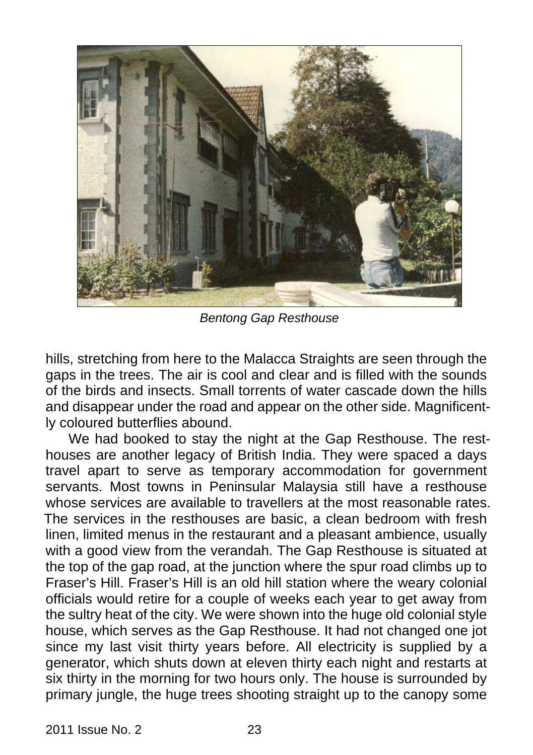*Bentong Gap Resthouse*

hills, stretching from here to the Malacca Straights are seen through the gaps in the trees. The air is cool and clear and is filled with the sounds of the birds and insects. Small torrents of water cascade down the hills and disappear under the road and appear on the other side. Magnificently coloured butterflies abound.

We had booked to stay the night at the Gap Resthouse. The resthouses are another legacy of British India. They were spaced a days travel apart to serve as temporary accommodation for government servants. Most towns in Peninsular Malaysia still have a resthouse whose services are available to travellers at the most reasonable rates. The services in the resthouses are basic, a clean bedroom with fresh linen, limited menus in the restaurant and a pleasant ambience, usually with a good view from the verandah. The Gap Resthouse is situated at the top of the gap road, at the junction where the spur road climbs up to Fraser's Hill. Fraser's Hill is an old hill station where the weary colonial officials would retire for a couple of weeks each year to get away from the sultry heat of the city. We were shown into the huge old colonial style house, which serves as the Gap Resthouse. It had not changed one jot since my last visit thirty years before. All electricity is supplied by a generator, which shuts down at eleven thirty each night and restarts at six thirty in the morning for two hours only. The house is surrounded by primary jungle, the huge trees shooting straight up to the canopy some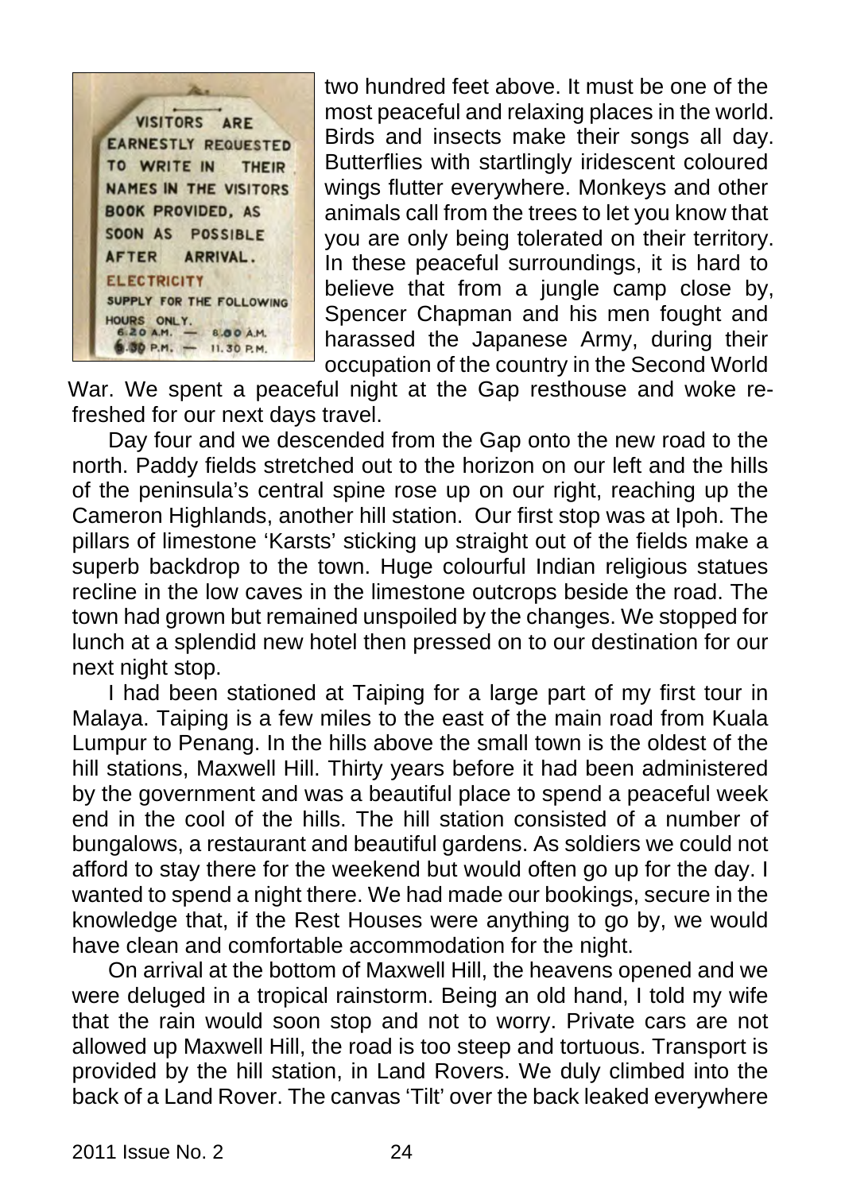VISITORS ARE EARNESTLY REQUESTED TO WRITE IN THEIR NAMES IN THE VISITORS BOOK PROVIDED, AS SOON AS POSSIBLE AFTER ARRIVAL.

ELECTRICITY SUPPLY FOR THE FOLLOWING HOURS ONLY.
6.20 A.M. — 8.00 A.M.
6.30 P.M. — 11.30 P.M.

two hundred feet above. It must be one of the most peaceful and relaxing places in the world. Birds and insects make their songs all day. Butterflies with startlingly iridescent coloured wings flutter everywhere. Monkeys and other animals call from the trees to let you know that you are only being tolerated on their territory. In these peaceful surroundings, it is hard to believe that from a jungle camp close by, Spencer Chapman and his men fought and harassed the Japanese Army, during their occupation of the country in the Second World War. We spent a peaceful night at the Gap resthouse and woke re-freshed for our next days travel.

Day four and we descended from the Gap onto the new road to the north. Paddy fields stretched out to the horizon on our left and the hills of the peninsula's central spine rose up on our right, reaching up the Cameron Highlands, another hill station. Our first stop was at Ipoh. The pillars of limestone 'Karsts' sticking up straight out of the fields make a superb backdrop to the town. Huge colourful Indian religious statues recline in the low caves in the limestone outcrops beside the road. The town had grown but remained unspoiled by the changes. We stopped for lunch at a splendid new hotel then pressed on to our destination for our next night stop.

I had been stationed at Taiping for a large part of my first tour in Malaya. Taiping is a few miles to the east of the main road from Kuala Lumpur to Penang. In the hills above the small town is the oldest of the hill stations, Maxwell Hill. Thirty years before it had been administered by the government and was a beautiful place to spend a peaceful week end in the cool of the hills. The hill station consisted of a number of bungalows, a restaurant and beautiful gardens. As soldiers we could not afford to stay there for the weekend but would often go up for the day. I wanted to spend a night there. We had made our bookings, secure in the knowledge that, if the Rest Houses were anything to go by, we would have clean and comfortable accommodation for the night.

On arrival at the bottom of Maxwell Hill, the heavens opened and we were deluged in a tropical rainstorm. Being an old hand, I told my wife that the rain would soon stop and not to worry. Private cars are not allowed up Maxwell Hill, the road is too steep and tortuous. Transport is provided by the hill station, in Land Rovers. We duly climbed into the back of a Land Rover. The canvas 'Tilt' over the back leaked everywhere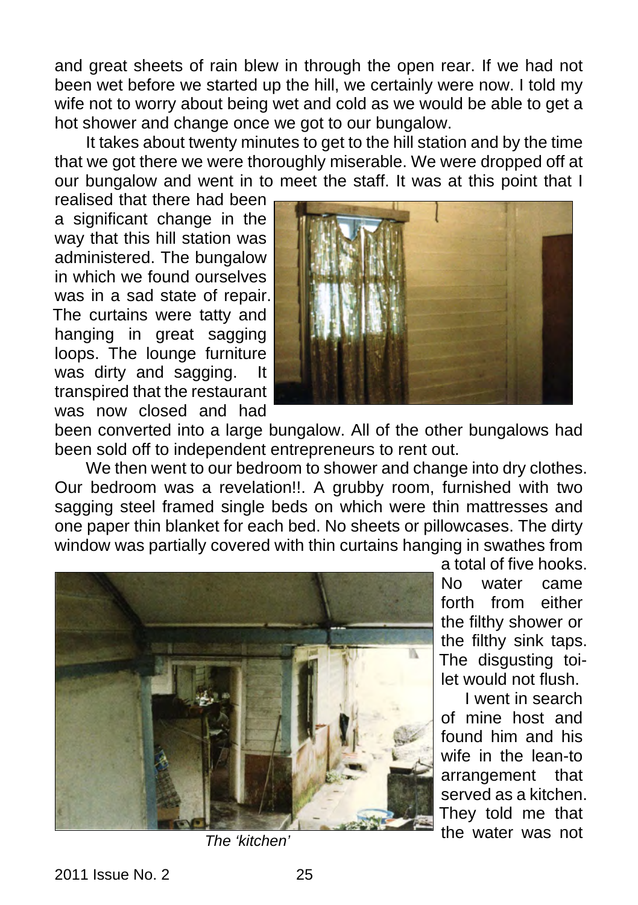and great sheets of rain blew in through the open rear. If we had not been wet before we started up the hill, we certainly were now. I told my wife not to worry about being wet and cold as we would be able to get a hot shower and change once we got to our bungalow.

It takes about twenty minutes to get to the hill station and by the time that we got there we were thoroughly miserable. We were dropped off at our bungalow and went in to meet the staff. It was at this point that I realised that there had been a significant change in the way that this hill station was administered. The bungalow in which we found ourselves was in a sad state of repair. The curtains were tatty and hanging in great sagging loops. The lounge furniture was dirty and sagging. It transpired that the restaurant was now closed and had been converted into a large bungalow. All of the other bungalows had been sold off to independent entrepreneurs to rent out.

We then went to our bedroom to shower and change into dry clothes. Our bedroom was a revelation!!. A grubby room, furnished with two sagging steel framed single beds on which were thin mattresses and one paper thin blanket for each bed. No sheets or pillowcases. The dirty window was partially covered with thin curtains hanging in swathes from a total of five hooks. No water came forth from either the filthy shower or the filthy sink taps. The disgusting toilet would not flush.

*The 'kitchen'*

I went in search of mine host and found him and his wife in the lean-to arrangement that served as a kitchen. They told me that the water was not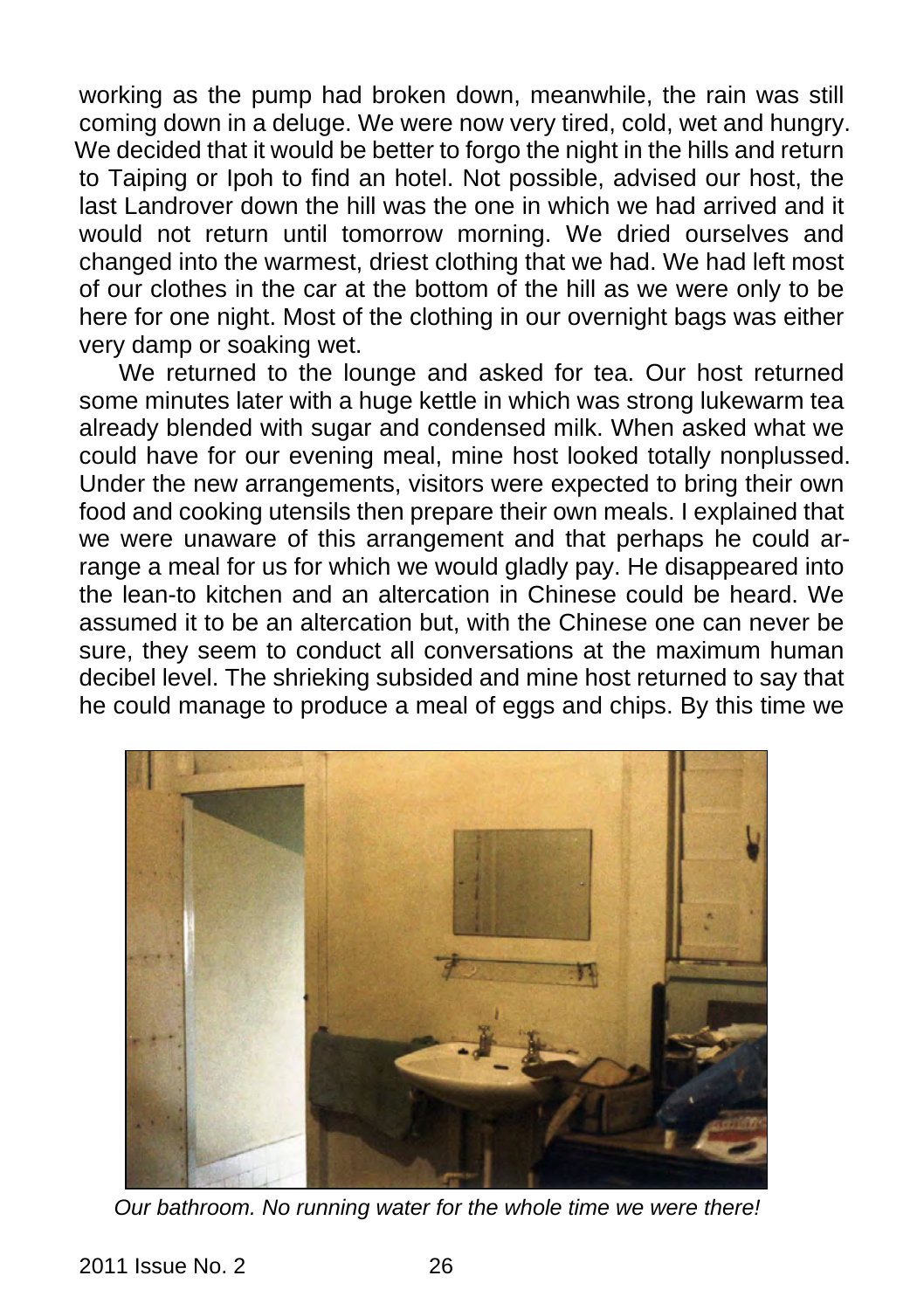working as the pump had broken down, meanwhile, the rain was still coming down in a deluge. We were now very tired, cold, wet and hungry. We decided that it would be better to forgo the night in the hills and return to Taiping or Ipoh to find an hotel. Not possible, advised our host, the last Landrover down the hill was the one in which we had arrived and it would not return until tomorrow morning. We dried ourselves and changed into the warmest, driest clothing that we had. We had left most of our clothes in the car at the bottom of the hill as we were only to be here for one night. Most of the clothing in our overnight bags was either very damp or soaking wet.

We returned to the lounge and asked for tea. Our host returned some minutes later with a huge kettle in which was strong lukewarm tea already blended with sugar and condensed milk. When asked what we could have for our evening meal, mine host looked totally nonplussed. Under the new arrangements, visitors were expected to bring their own food and cooking utensils then prepare their own meals. I explained that we were unaware of this arrangement and that perhaps he could arrange a meal for us for which we would gladly pay. He disappeared into the lean-to kitchen and an altercation in Chinese could be heard. We assumed it to be an altercation but, with the Chinese one can never be sure, they seem to conduct all conversations at the maximum human decibel level. The shrieking subsided and mine host returned to say that he could manage to produce a meal of eggs and chips. By this time we

*Our bathroom. No running water for the whole time we were there!*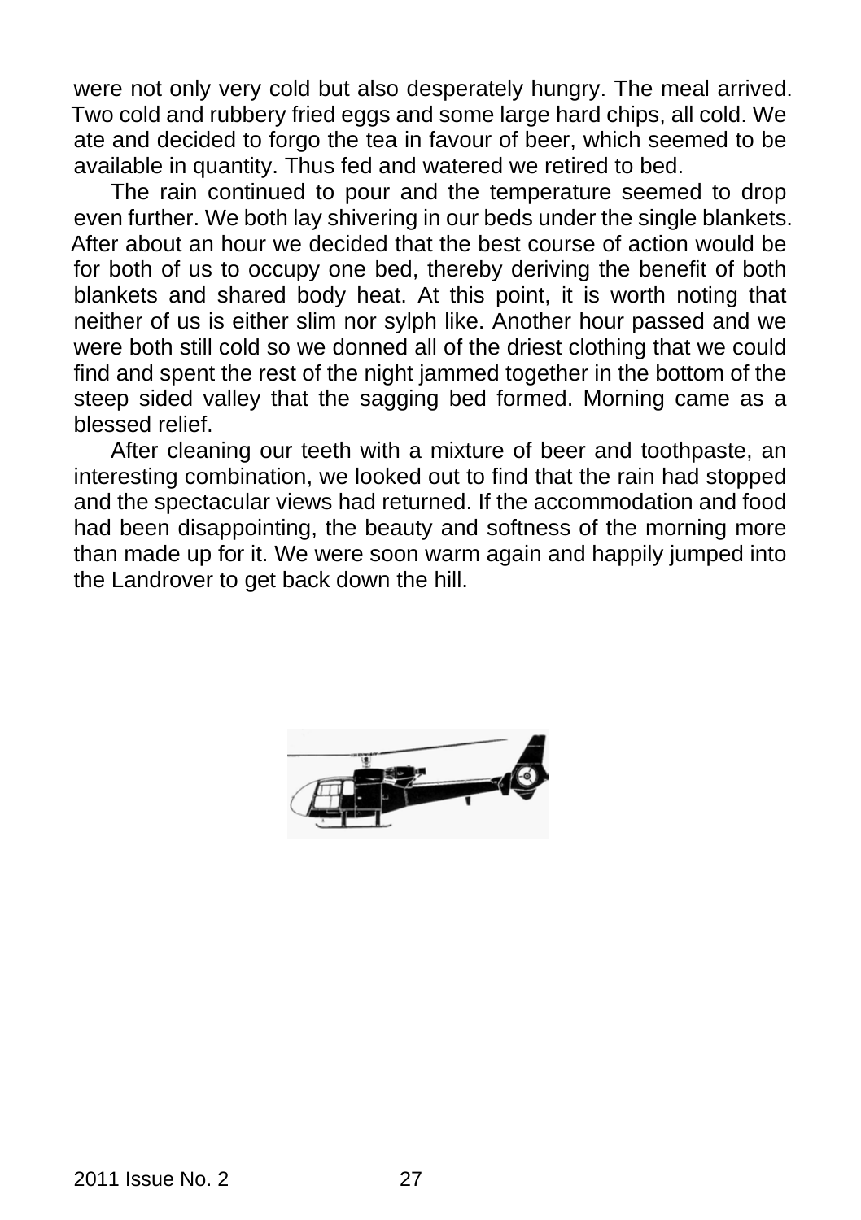were not only very cold but also desperately hungry. The meal arrived. Two cold and rubbery fried eggs and some large hard chips, all cold. We ate and decided to forgo the tea in favour of beer, which seemed to be available in quantity. Thus fed and watered we retired to bed.

The rain continued to pour and the temperature seemed to drop even further. We both lay shivering in our beds under the single blankets. After about an hour we decided that the best course of action would be for both of us to occupy one bed, thereby deriving the benefit of both blankets and shared body heat. At this point, it is worth noting that neither of us is either slim nor sylph like. Another hour passed and we were both still cold so we donned all of the driest clothing that we could find and spent the rest of the night jammed together in the bottom of the steep sided valley that the sagging bed formed. Morning came as a blessed relief.

After cleaning our teeth with a mixture of beer and toothpaste, an interesting combination, we looked out to find that the rain had stopped and the spectacular views had returned. If the accommodation and food had been disappointing, the beauty and softness of the morning more than made up for it. We were soon warm again and happily jumped into the Landrover to get back down the hill.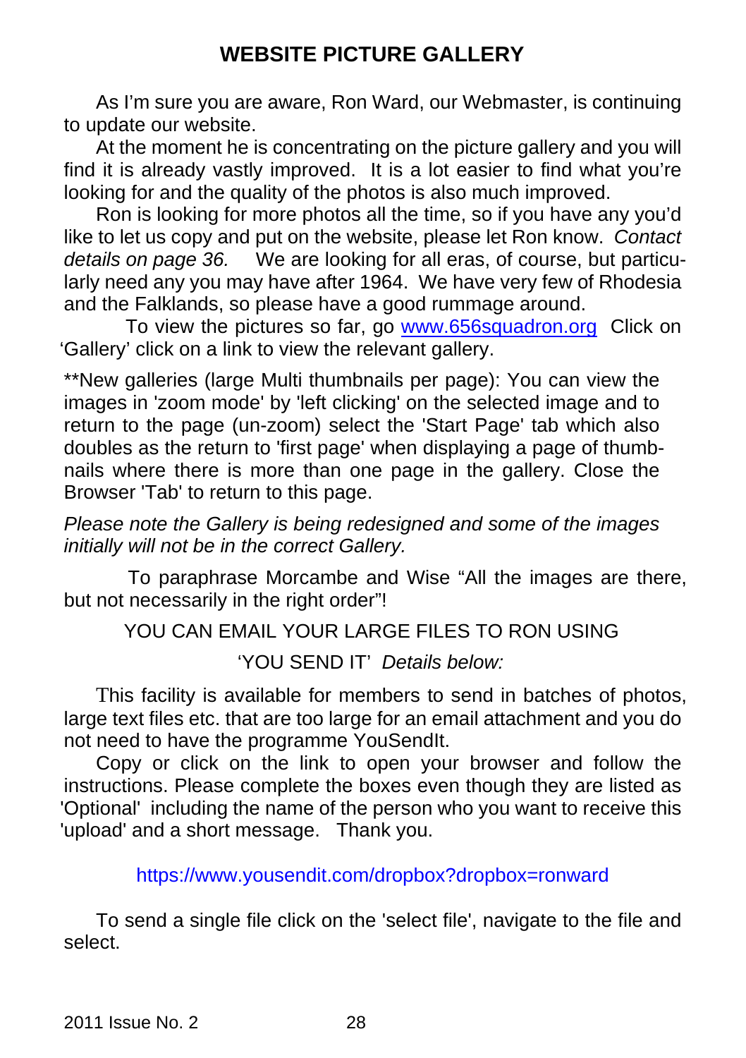# WEBSITE PICTURE GALLERY

As I'm sure you are aware, Ron Ward, our Webmaster, is continuing to update our website.

At the moment he is concentrating on the picture gallery and you will find it is already vastly improved. It is a lot easier to find what you're looking for and the quality of the photos is also much improved.

Ron is looking for more photos all the time, so if you have any you'd like to let us copy and put on the website, please let Ron know. *Contact details on page 36.* We are looking for all eras, of course, but particularly need any you may have after 1964. We have very few of Rhodesia and the Falklands, so please have a good rummage around.

To view the pictures so far, go [www.656squadron.org](http://www.656squadron.org) Click on 'Gallery' click on a link to view the relevant gallery.

**New galleries (large Multi thumbnails per page): You can view the images in 'zoom mode' by 'left clicking' on the selected image and to return to the page (un-zoom) select the 'Start Page' tab which also doubles as the return to 'first page' when displaying a page of thumbnails where there is more than one page in the gallery. Close the Browser 'Tab' to return to this page.

*Please note the Gallery is being redesigned and some of the images initially will not be in the correct Gallery.*

To paraphrase Morcambe and Wise "All the images are there, but not necessarily in the right order"!

YOU CAN EMAIL YOUR LARGE FILES TO RON USING

'YOU SEND IT' *Details below:*

This facility is available for members to send in batches of photos, large text files etc. that are too large for an email attachment and you do not need to have the programme YouSendIt.

Copy or click on the link to open your browser and follow the instructions. Please complete the boxes even though they are listed as 'Optional' including the name of the person who you want to receive this 'upload' and a short message. Thank you.

https://www.yousendit.com/dropbox?dropbox=ronward

To send a single file click on the 'select file', navigate to the file and select.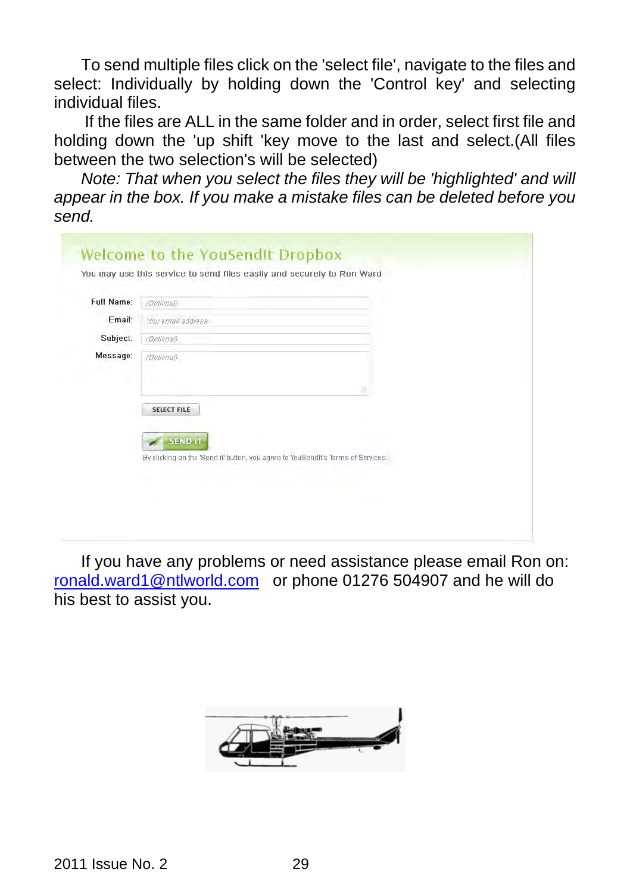To send multiple files click on the 'select file', navigate to the files and select: Individually by holding down the 'Control key' and selecting individual files.

If the files are ALL in the same folder and in order, select first file and holding down the 'up shift 'key move to the last and select.(All files between the two selection's will be selected)

*Note: That when you select the files they will be 'highlighted' and will appear in the box. If you make a mistake files can be deleted before you send.*

Welcome to the YouSendIt Dropbox

You may use this service to send files easily and securely to Ron Ward

Full Name: (Optional)

Email: Your email address

Subject: (Optional)

Message: (Optional)

SELECT FILE

SEND IT

By clicking on the 'Send it' button, you agree to YouSendIt's Terms of Services.

If you have any problems or need assistance please email Ron on: ronald.ward1@ntlworld.com or phone 01276 504907 and he will do his best to assist you.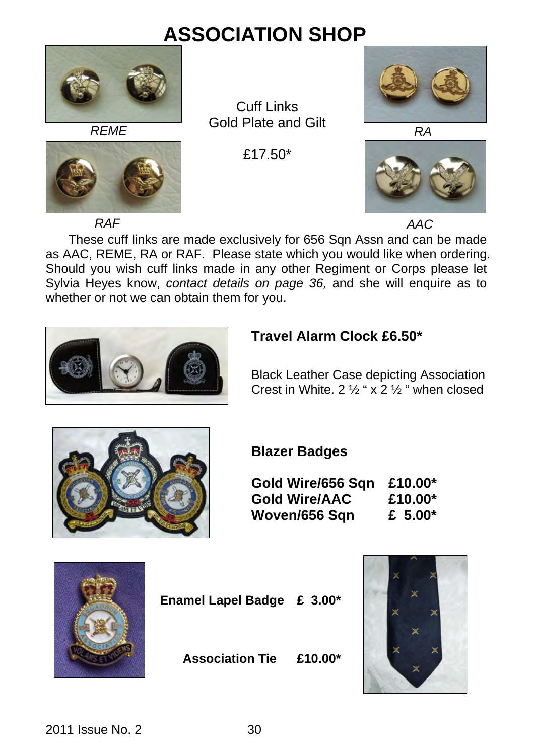# ASSOCIATION SHOP

*REME*

Cuff Links
Gold Plate and Gilt

£17.50*

*RA*

*RAF*

*AAC*

These cuff links are made exclusively for 656 Sqn Assn and can be made as AAC, REME, RA or RAF. Please state which you would like when ordering. Should you wish cuff links made in any other Regiment or Corps please let Sylvia Heyes know, *contact details on page 36,* and she will enquire as to whether or not we can obtain them for you.

**Travel Alarm Clock £6.50***

Black Leather Case depicting Association Crest in White. 2 ½ " x 2 ½ " when closed

**Blazer Badges**

| | |
|---|---|
| **Gold Wire/656 Sqn** | **£10.00*** |
| **Gold Wire/AAC** | **£10.00*** |
| **Woven/656 Sqn** | **£ 5.00*** |

**Enamel Lapel Badge £ 3.00***

**Association Tie £10.00***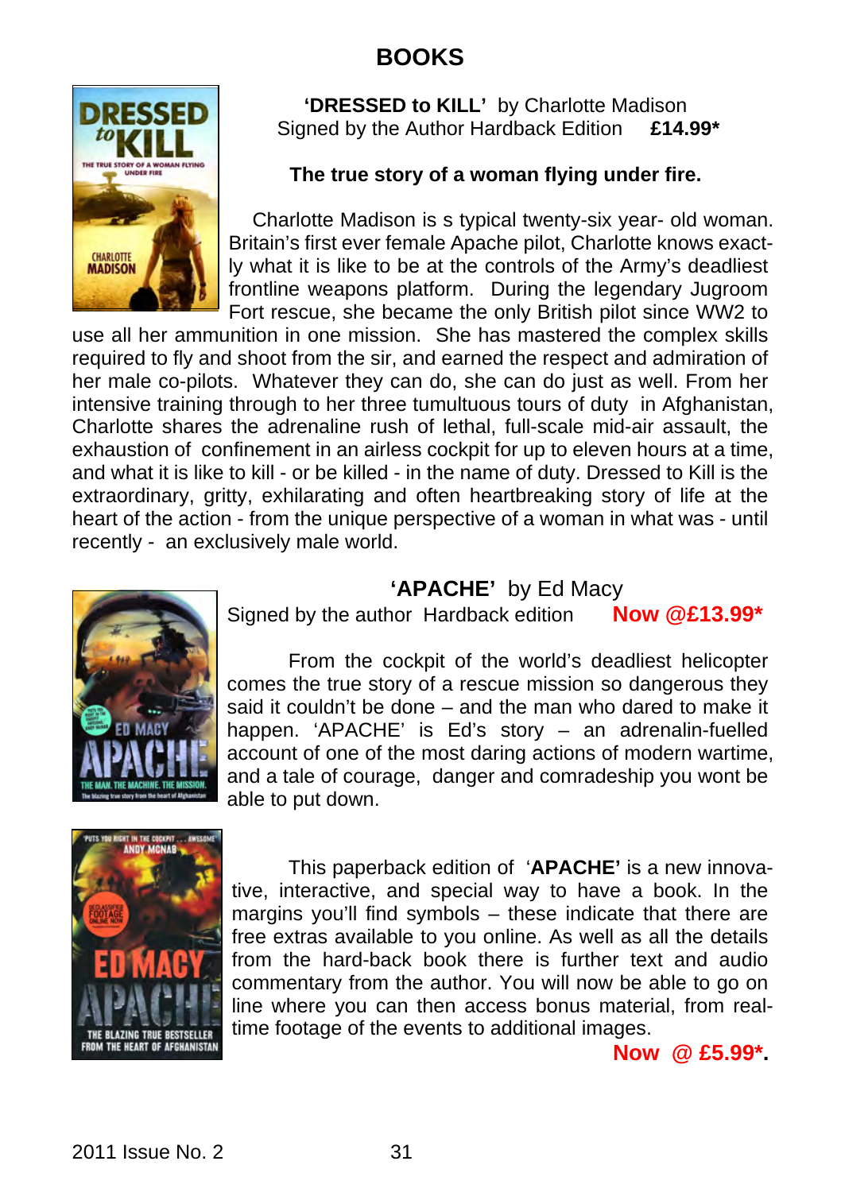# BOOKS

**'DRESSED to KILL'** by Charlotte Madison
Signed by the Author Hardback Edition **£14.99***

**The true story of a woman flying under fire.**

Charlotte Madison is s typical twenty-six year- old woman. Britain's first ever female Apache pilot, Charlotte knows exactly what it is like to be at the controls of the Army's deadliest frontline weapons platform. During the legendary Jugroom Fort rescue, she became the only British pilot since WW2 to use all her ammunition in one mission. She has mastered the complex skills required to fly and shoot from the sir, and earned the respect and admiration of her male co-pilots. Whatever they can do, she can do just as well. From her intensive training through to her three tumultuous tours of duty in Afghanistan, Charlotte shares the adrenaline rush of lethal, full-scale mid-air assault, the exhaustion of confinement in an airless cockpit for up to eleven hours at a time, and what it is like to kill - or be killed - in the name of duty. Dressed to Kill is the extraordinary, gritty, exhilarating and often heartbreaking story of life at the heart of the action - from the unique perspective of a woman in what was - until recently - an exclusively male world.

**'APACHE'** by Ed Macy
Signed by the author Hardback edition **Now @£13.99***

From the cockpit of the world's deadliest helicopter comes the true story of a rescue mission so dangerous they said it couldn't be done – and the man who dared to make it happen. 'APACHE' is Ed's story – an adrenalin-fuelled account of one of the most daring actions of modern wartime, and a tale of courage, danger and comradeship you wont be able to put down.

This paperback edition of '**APACHE'** is a new innovative, interactive, and special way to have a book. In the margins you'll find symbols – these indicate that there are free extras available to you online. As well as all the details from the hard-back book there is further text and audio commentary from the author. You will now be able to go on line where you can then access bonus material, from real-time footage of the events to additional images.

**Now @ £5.99*.**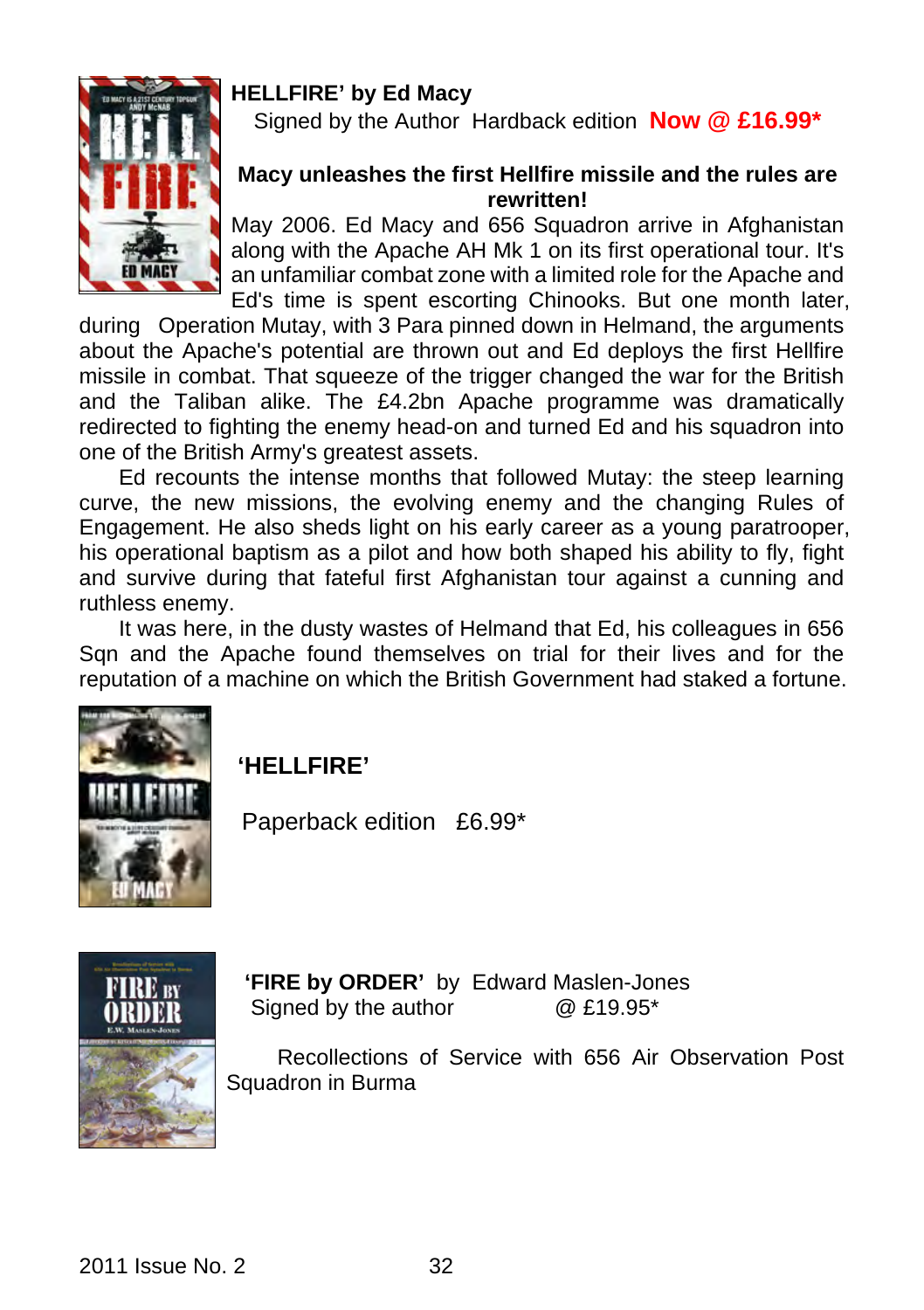**HELLFIRE' by Ed Macy**

Signed by the Author Hardback edition **Now @ £16.99***

**Macy unleashes the first Hellfire missile and the rules are rewritten!**

May 2006. Ed Macy and 656 Squadron arrive in Afghanistan along with the Apache AH Mk 1 on its first operational tour. It's an unfamiliar combat zone with a limited role for the Apache and Ed's time is spent escorting Chinooks. But one month later, during Operation Mutay, with 3 Para pinned down in Helmand, the arguments about the Apache's potential are thrown out and Ed deploys the first Hellfire missile in combat. That squeeze of the trigger changed the war for the British and the Taliban alike. The £4.2bn Apache programme was dramatically redirected to fighting the enemy head-on and turned Ed and his squadron into one of the British Army's greatest assets.

Ed recounts the intense months that followed Mutay: the steep learning curve, the new missions, the evolving enemy and the changing Rules of Engagement. He also sheds light on his early career as a young paratrooper, his operational baptism as a pilot and how both shaped his ability to fly, fight and survive during that fateful first Afghanistan tour against a cunning and ruthless enemy.

It was here, in the dusty wastes of Helmand that Ed, his colleagues in 656 Sqn and the Apache found themselves on trial for their lives and for the reputation of a machine on which the British Government had staked a fortune.

**'HELLFIRE'**

Paperback edition £6.99*

**'FIRE by ORDER'** by Edward Maslen-Jones

Signed by the author @ £19.95*

Recollections of Service with 656 Air Observation Post Squadron in Burma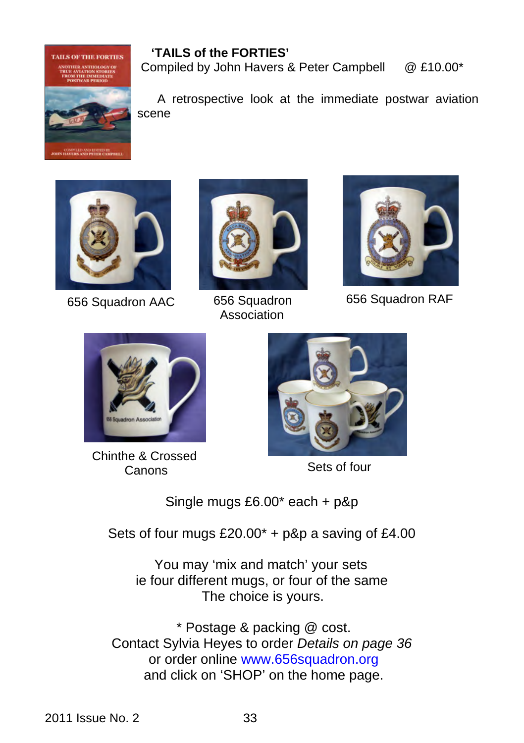**'TAILS of the FORTIES'**
Compiled by John Havers & Peter Campbell @ £10.00*

A retrospective look at the immediate postwar aviation scene

656 Squadron AAC

656 Squadron Association

656 Squadron RAF

Chinthe & Crossed Canons

Sets of four

Single mugs £6.00* each + p&p

Sets of four mugs £20.00* + p&p a saving of £4.00

You may 'mix and match' your sets
ie four different mugs, or four of the same
The choice is yours.

* Postage & packing @ cost.
Contact Sylvia Heyes to order *Details on page 36*
or order online www.656squadron.org
and click on 'SHOP' on the home page.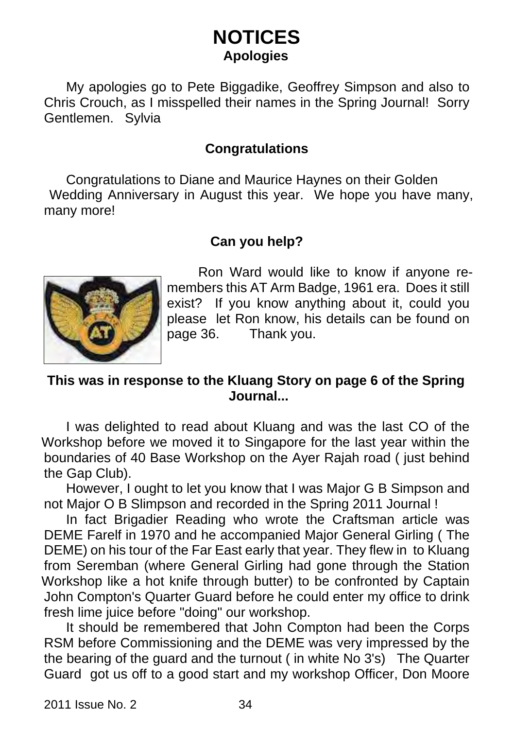# NOTICES

## Apologies

My apologies go to Pete Biggadike, Geoffrey Simpson and also to Chris Crouch, as I misspelled their names in the Spring Journal! Sorry Gentlemen. Sylvia

## Congratulations

Congratulations to Diane and Maurice Haynes on their Golden Wedding Anniversary in August this year. We hope you have many, many more!

## Can you help?

Ron Ward would like to know if anyone remembers this AT Arm Badge, 1961 era. Does it still exist? If you know anything about it, could you please let Ron know, his details can be found on page 36. Thank you.

## This was in response to the Kluang Story on page 6 of the Spring Journal...

I was delighted to read about Kluang and was the last CO of the Workshop before we moved it to Singapore for the last year within the boundaries of 40 Base Workshop on the Ayer Rajah road ( just behind the Gap Club).

However, I ought to let you know that I was Major G B Simpson and not Major O B Slimpson and recorded in the Spring 2011 Journal !

In fact Brigadier Reading who wrote the Craftsman article was DEME Farelf in 1970 and he accompanied Major General Girling ( The DEME) on his tour of the Far East early that year. They flew in to Kluang from Seremban (where General Girling had gone through the Station Workshop like a hot knife through butter) to be confronted by Captain John Compton's Quarter Guard before he could enter my office to drink fresh lime juice before "doing" our workshop.

It should be remembered that John Compton had been the Corps RSM before Commissioning and the DEME was very impressed by the the bearing of the guard and the turnout ( in white No 3's) The Quarter Guard got us off to a good start and my workshop Officer, Don Moore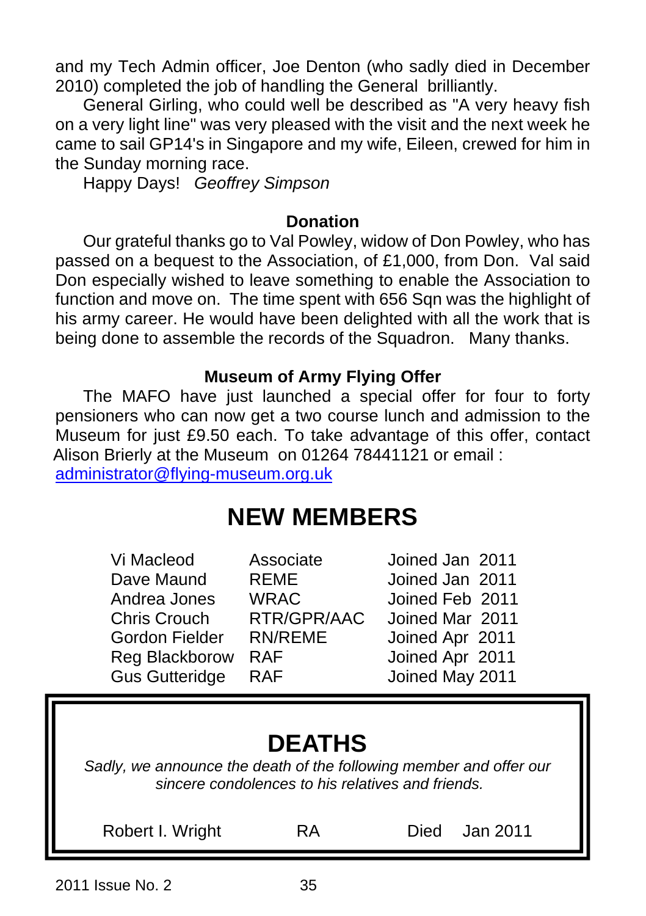and my Tech Admin officer, Joe Denton (who sadly died in December 2010) completed the job of handling the General brilliantly.

General Girling, who could well be described as "A very heavy fish on a very light line" was very pleased with the visit and the next week he came to sail GP14's in Singapore and my wife, Eileen, crewed for him in the Sunday morning race.

Happy Days! *Geoffrey Simpson*

**Donation**

Our grateful thanks go to Val Powley, widow of Don Powley, who has passed on a bequest to the Association, of £1,000, from Don. Val said Don especially wished to leave something to enable the Association to function and move on. The time spent with 656 Sqn was the highlight of his army career. He would have been delighted with all the work that is being done to assemble the records of the Squadron. Many thanks.

**Museum of Army Flying Offer**

The MAFO have just launched a special offer for four to forty pensioners who can now get a two course lunch and admission to the Museum for just £9.50 each. To take advantage of this offer, contact Alison Brierly at the Museum on 01264 78441121 or email : administrator@flying-museum.org.uk

# NEW MEMBERS

| | | |
|---|---|---|
| Vi Macleod | Associate | Joined Jan 2011 |
| Dave Maund | REME | Joined Jan 2011 |
| Andrea Jones | WRAC | Joined Feb 2011 |
| Chris Crouch | RTR/GPR/AAC | Joined Mar 2011 |
| Gordon Fielder | RN/REME | Joined Apr 2011 |
| Reg Blackborow | RAF | Joined Apr 2011 |
| Gus Gutteridge | RAF | Joined May 2011 |

# DEATHS

*Sadly, we announce the death of the following member and offer our sincere condolences to his relatives and friends.*

| | | |
|---|---|---|
| Robert I. Wright | RA | Died Jan 2011 |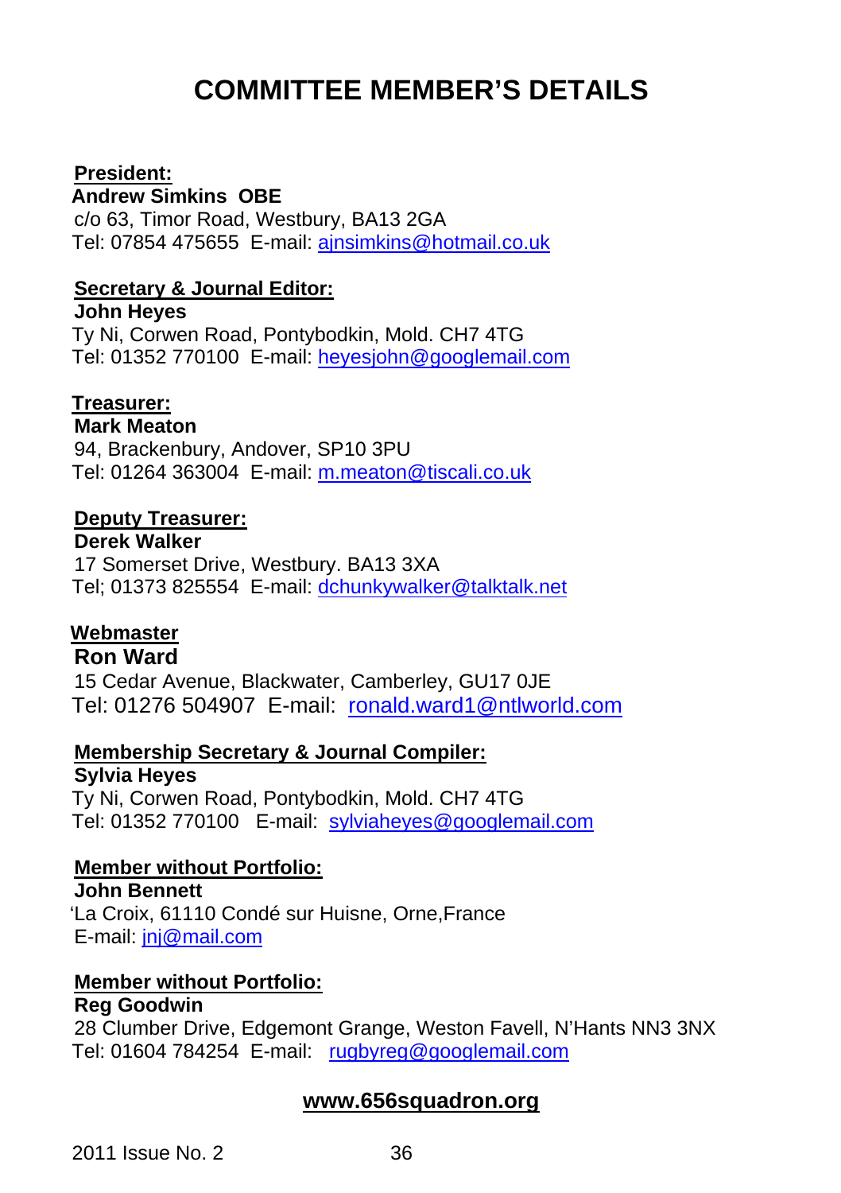# COMMITTEE MEMBER'S DETAILS

**President:**
**Andrew Simkins OBE**
c/o 63, Timor Road, Westbury, BA13 2GA
Tel: 07854 475655 E-mail: ajnsimkins@hotmail.co.uk

**Secretary & Journal Editor:**
**John Heyes**
Ty Ni, Corwen Road, Pontybodkin, Mold. CH7 4TG
Tel: 01352 770100 E-mail: heyesjohn@googlemail.com

**Treasurer:**
**Mark Meaton**
94, Brackenbury, Andover, SP10 3PU
Tel: 01264 363004 E-mail: m.meaton@tiscali.co.uk

**Deputy Treasurer:**
**Derek Walker**
17 Somerset Drive, Westbury. BA13 3XA
Tel; 01373 825554 E-mail: dchunkywalker@talktalk.net

**Webmaster**
**Ron Ward**
15 Cedar Avenue, Blackwater, Camberley, GU17 0JE
Tel: 01276 504907 E-mail: ronald.ward1@ntlworld.com

**Membership Secretary & Journal Compiler:**
**Sylvia Heyes**
Ty Ni, Corwen Road, Pontybodkin, Mold. CH7 4TG
Tel: 01352 770100 E-mail: sylviaheyes@googlemail.com

**Member without Portfolio:**
**John Bennett**
'La Croix, 61110 Condé sur Huisne, Orne,France
E-mail: jnj@mail.com

**Member without Portfolio:**
**Reg Goodwin**
28 Clumber Drive, Edgemont Grange, Weston Favell, N'Hants NN3 3NX
Tel: 01604 784254 E-mail: rugbyreg@googlemail.com

**www.656squadron.org**